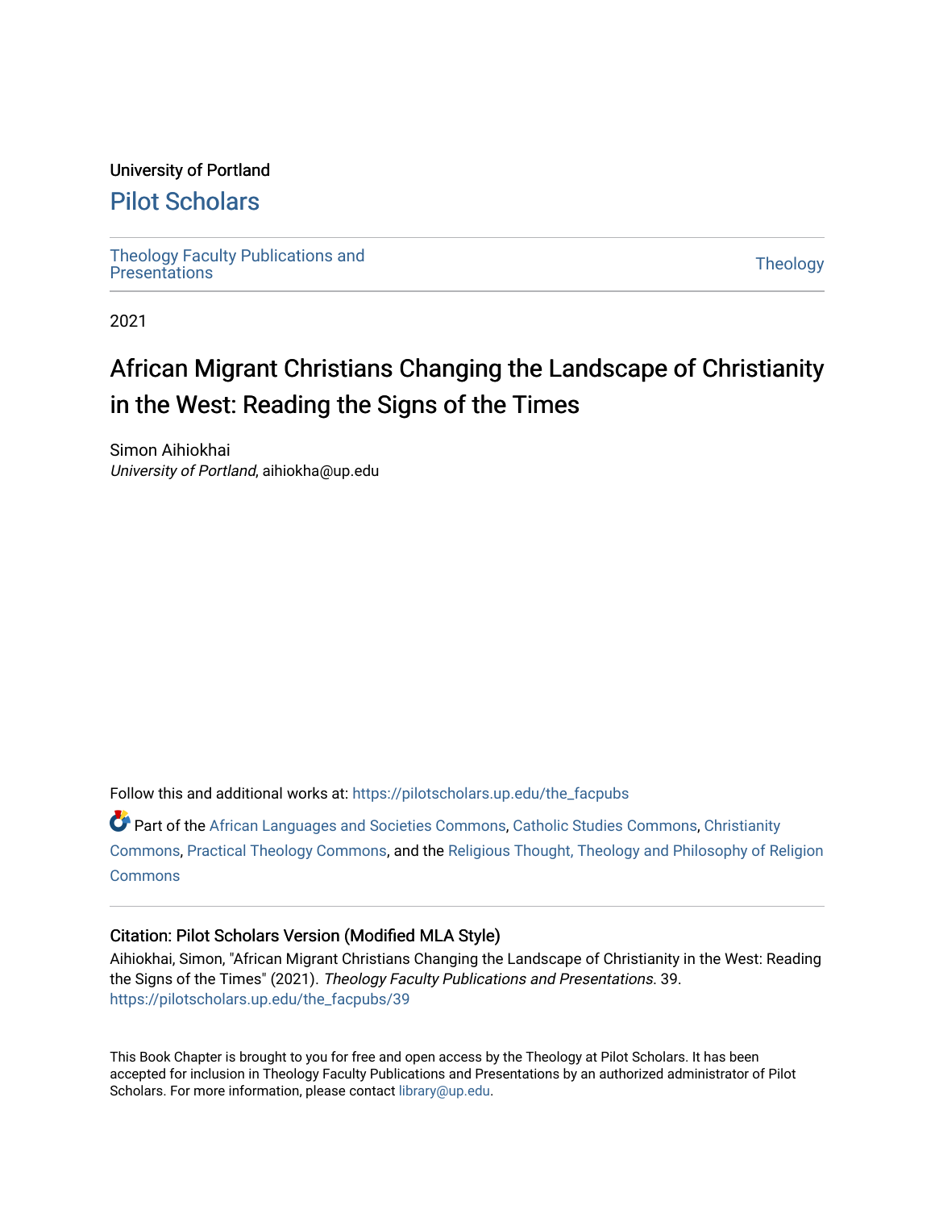University of Portland

# Pilot Scholars

Theology Faculty Publications and Presentations | Theology

2021

# African Migrant Christians Changing the Landscape of Christianity in the West: Reading the Signs of the Times

Simon Aihiokhai
*University of Portland*, aihiokha@up.edu

Follow this and additional works at: https://pilotscholars.up.edu/the_facpubs

Part of the African Languages and Societies Commons, Catholic Studies Commons, Christianity Commons, Practical Theology Commons, and the Religious Thought, Theology and Philosophy of Religion Commons

## Citation: Pilot Scholars Version (Modified MLA Style)

Aihiokhai, Simon, "African Migrant Christians Changing the Landscape of Christianity in the West: Reading the Signs of the Times" (2021). *Theology Faculty Publications and Presentations*. 39.
https://pilotscholars.up.edu/the_facpubs/39

This Book Chapter is brought to you for free and open access by the Theology at Pilot Scholars. It has been accepted for inclusion in Theology Faculty Publications and Presentations by an authorized administrator of Pilot Scholars. For more information, please contact library@up.edu.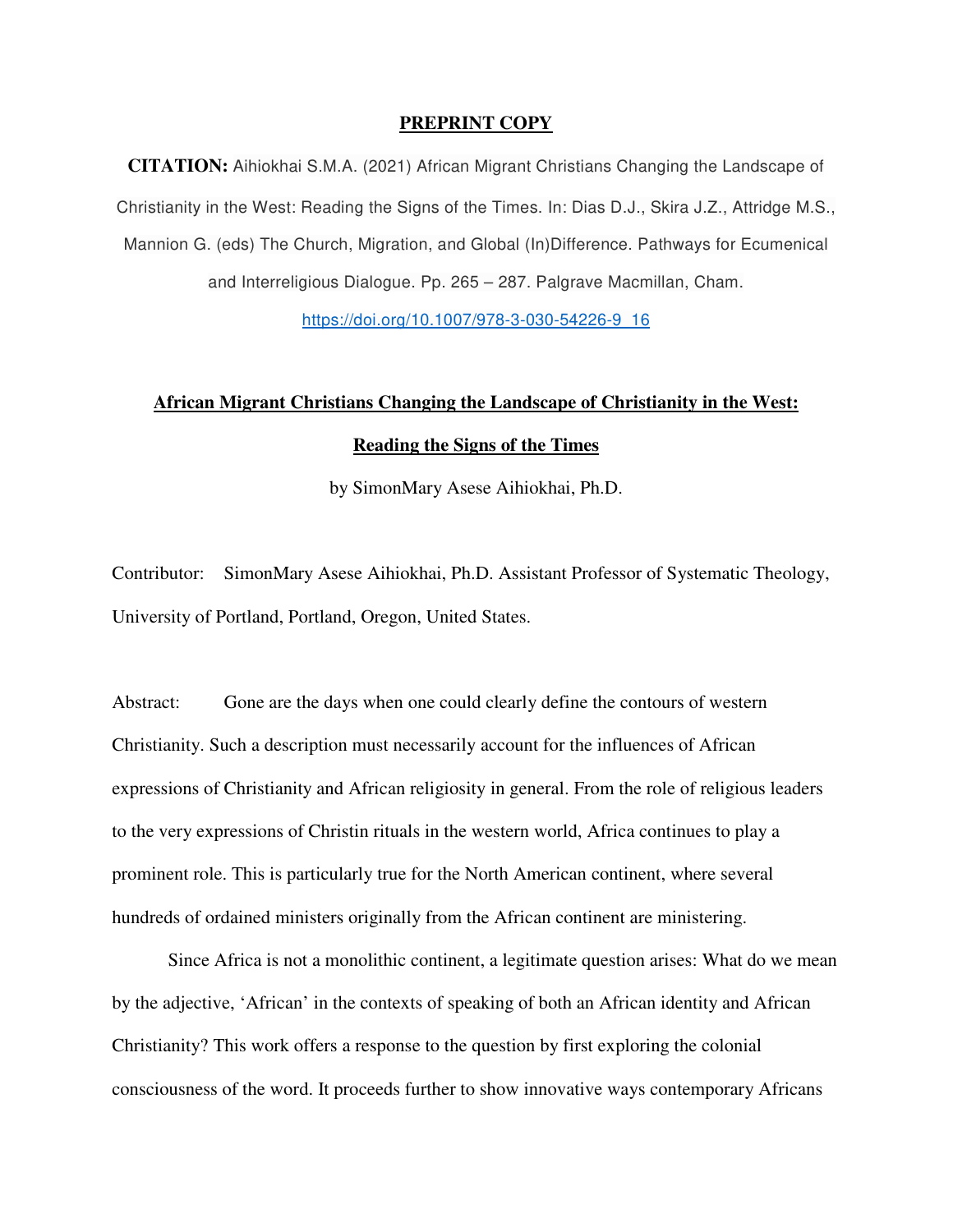**PREPRINT COPY**

**CITATION:** Aihiokhai S.M.A. (2021) African Migrant Christians Changing the Landscape of Christianity in the West: Reading the Signs of the Times. In: Dias D.J., Skira J.Z., Attridge M.S., Mannion G. (eds) The Church, Migration, and Global (In)Difference. Pathways for Ecumenical and Interreligious Dialogue. Pp. 265 – 287. Palgrave Macmillan, Cham. https://doi.org/10.1007/978-3-030-54226-9_16

**African Migrant Christians Changing the Landscape of Christianity in the West: Reading the Signs of the Times**

by SimonMary Asese Aihiokhai, Ph.D.

Contributor: SimonMary Asese Aihiokhai, Ph.D. Assistant Professor of Systematic Theology, University of Portland, Portland, Oregon, United States.

Abstract: Gone are the days when one could clearly define the contours of western Christianity. Such a description must necessarily account for the influences of African expressions of Christianity and African religiosity in general. From the role of religious leaders to the very expressions of Christin rituals in the western world, Africa continues to play a prominent role. This is particularly true for the North American continent, where several hundreds of ordained ministers originally from the African continent are ministering.

Since Africa is not a monolithic continent, a legitimate question arises: What do we mean by the adjective, 'African' in the contexts of speaking of both an African identity and African Christianity? This work offers a response to the question by first exploring the colonial consciousness of the word. It proceeds further to show innovative ways contemporary Africans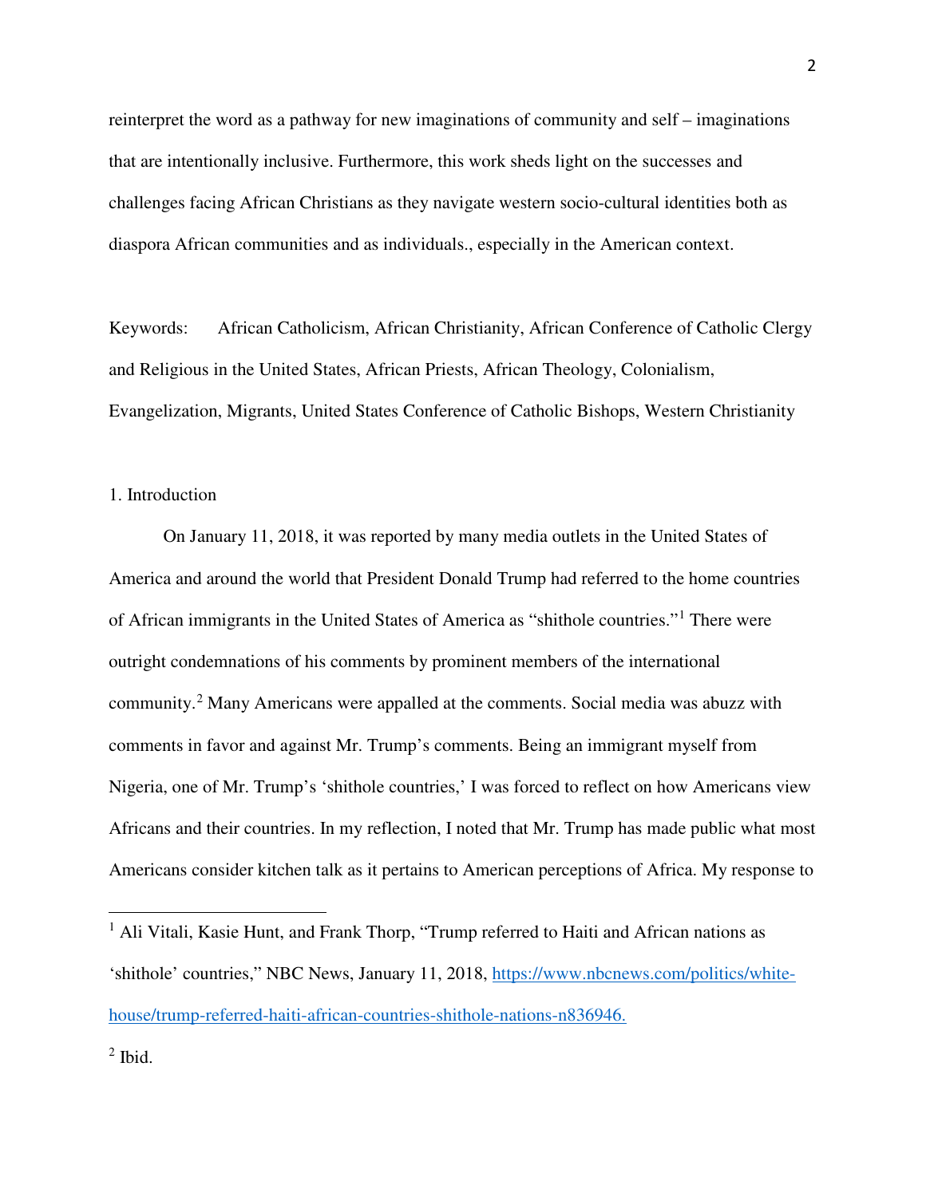reinterpret the word as a pathway for new imaginations of community and self – imaginations that are intentionally inclusive. Furthermore, this work sheds light on the successes and challenges facing African Christians as they navigate western socio-cultural identities both as diaspora African communities and as individuals., especially in the American context.

Keywords: African Catholicism, African Christianity, African Conference of Catholic Clergy and Religious in the United States, African Priests, African Theology, Colonialism, Evangelization, Migrants, United States Conference of Catholic Bishops, Western Christianity

## 1. Introduction

On January 11, 2018, it was reported by many media outlets in the United States of America and around the world that President Donald Trump had referred to the home countries of African immigrants in the United States of America as "shithole countries."[1] There were outright condemnations of his comments by prominent members of the international community.[2] Many Americans were appalled at the comments. Social media was abuzz with comments in favor and against Mr. Trump's comments. Being an immigrant myself from Nigeria, one of Mr. Trump's 'shithole countries,' I was forced to reflect on how Americans view Africans and their countries. In my reflection, I noted that Mr. Trump has made public what most Americans consider kitchen talk as it pertains to American perceptions of Africa. My response to

---

[1] Ali Vitali, Kasie Hunt, and Frank Thorp, "Trump referred to Haiti and African nations as 'shithole' countries," NBC News, January 11, 2018, https://www.nbcnews.com/politics/white-house/trump-referred-haiti-african-countries-shithole-nations-n836946.

[2] Ibid.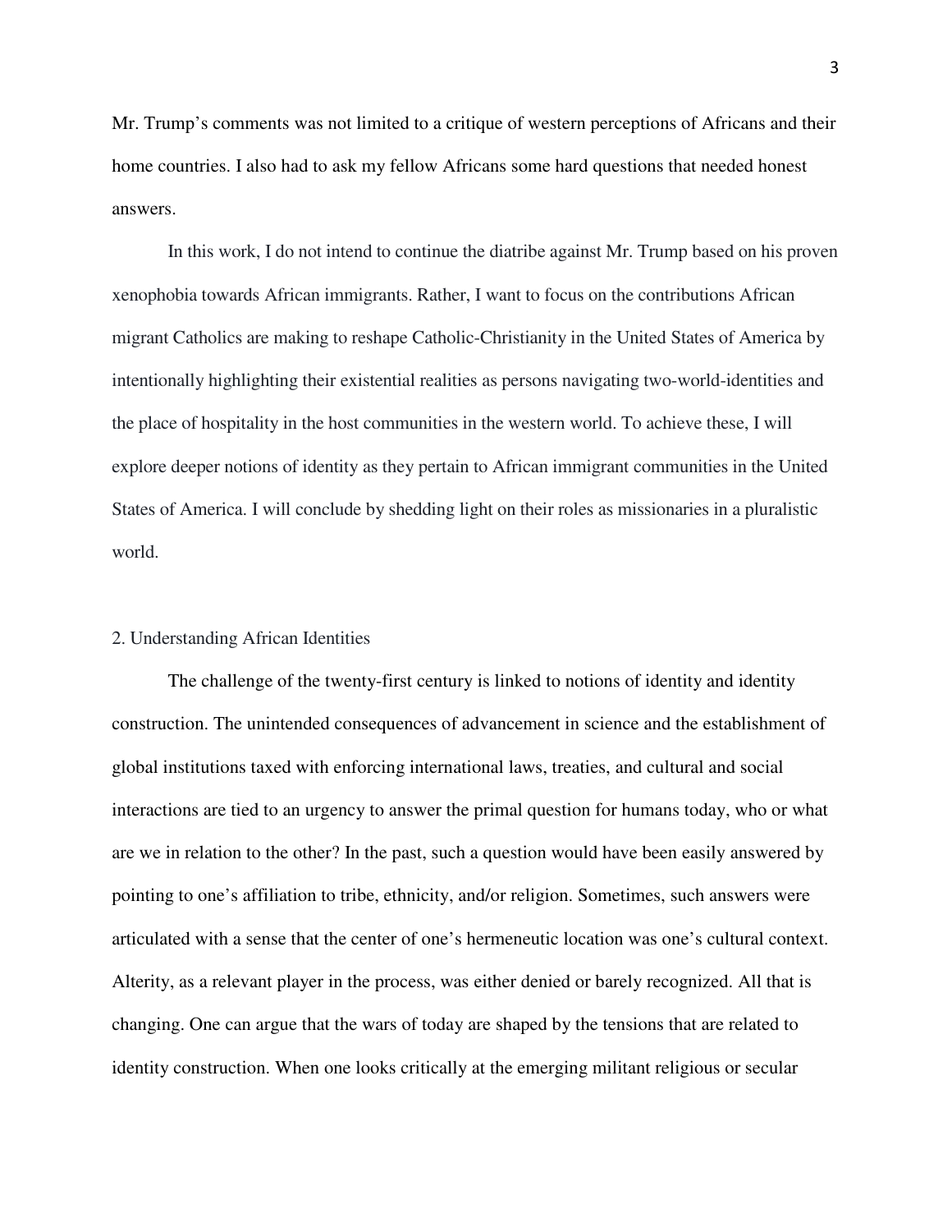Mr. Trump's comments was not limited to a critique of western perceptions of Africans and their home countries. I also had to ask my fellow Africans some hard questions that needed honest answers.

In this work, I do not intend to continue the diatribe against Mr. Trump based on his proven xenophobia towards African immigrants. Rather, I want to focus on the contributions African migrant Catholics are making to reshape Catholic-Christianity in the United States of America by intentionally highlighting their existential realities as persons navigating two-world-identities and the place of hospitality in the host communities in the western world. To achieve these, I will explore deeper notions of identity as they pertain to African immigrant communities in the United States of America. I will conclude by shedding light on their roles as missionaries in a pluralistic world.

## 2. Understanding African Identities

The challenge of the twenty-first century is linked to notions of identity and identity construction. The unintended consequences of advancement in science and the establishment of global institutions taxed with enforcing international laws, treaties, and cultural and social interactions are tied to an urgency to answer the primal question for humans today, who or what are we in relation to the other? In the past, such a question would have been easily answered by pointing to one's affiliation to tribe, ethnicity, and/or religion. Sometimes, such answers were articulated with a sense that the center of one's hermeneutic location was one's cultural context. Alterity, as a relevant player in the process, was either denied or barely recognized. All that is changing. One can argue that the wars of today are shaped by the tensions that are related to identity construction. When one looks critically at the emerging militant religious or secular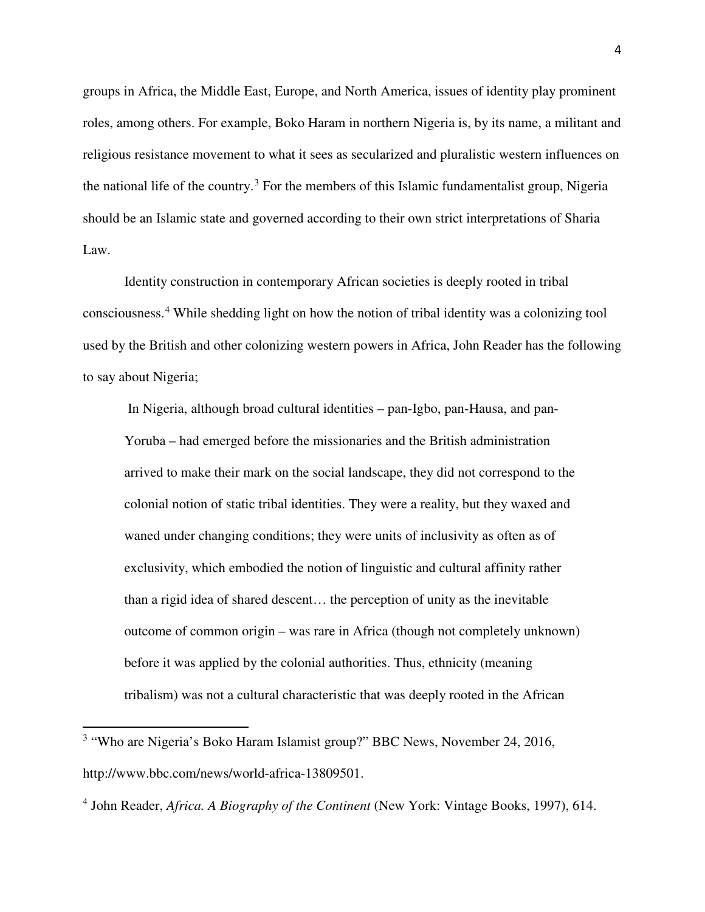groups in Africa, the Middle East, Europe, and North America, issues of identity play prominent roles, among others. For example, Boko Haram in northern Nigeria is, by its name, a militant and religious resistance movement to what it sees as secularized and pluralistic western influences on the national life of the country.[3] For the members of this Islamic fundamentalist group, Nigeria should be an Islamic state and governed according to their own strict interpretations of Sharia Law.

Identity construction in contemporary African societies is deeply rooted in tribal consciousness.[4] While shedding light on how the notion of tribal identity was a colonizing tool used by the British and other colonizing western powers in Africa, John Reader has the following to say about Nigeria;

> In Nigeria, although broad cultural identities – pan-Igbo, pan-Hausa, and pan-Yoruba – had emerged before the missionaries and the British administration arrived to make their mark on the social landscape, they did not correspond to the colonial notion of static tribal identities. They were a reality, but they waxed and waned under changing conditions; they were units of inclusivity as often as of exclusivity, which embodied the notion of linguistic and cultural affinity rather than a rigid idea of shared descent… the perception of unity as the inevitable outcome of common origin – was rare in Africa (though not completely unknown) before it was applied by the colonial authorities. Thus, ethnicity (meaning tribalism) was not a cultural characteristic that was deeply rooted in the African

---

[3] "Who are Nigeria's Boko Haram Islamist group?" BBC News, November 24, 2016, http://www.bbc.com/news/world-africa-13809501.

[4] John Reader, *Africa. A Biography of the Continent* (New York: Vintage Books, 1997), 614.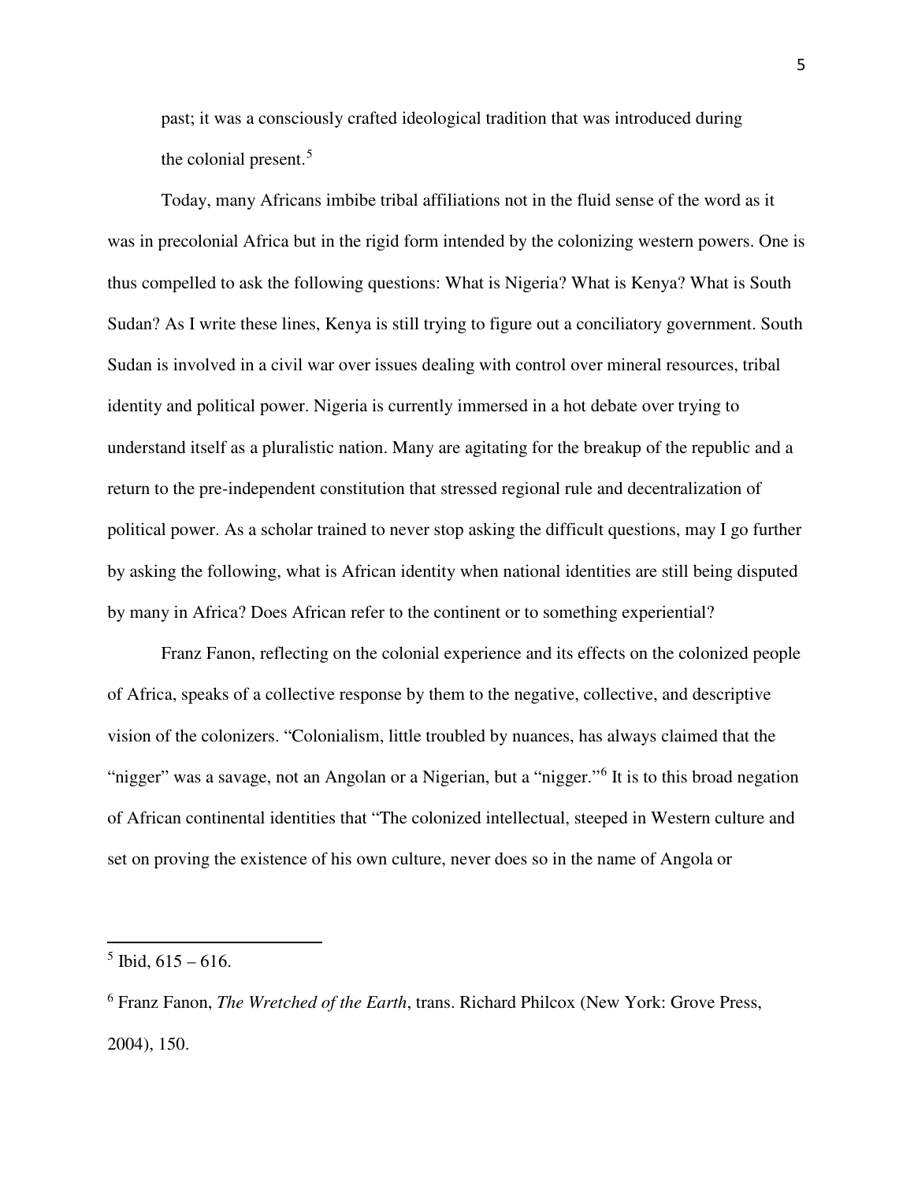past; it was a consciously crafted ideological tradition that was introduced during the colonial present.[5]

Today, many Africans imbibe tribal affiliations not in the fluid sense of the word as it was in precolonial Africa but in the rigid form intended by the colonizing western powers. One is thus compelled to ask the following questions: What is Nigeria? What is Kenya? What is South Sudan? As I write these lines, Kenya is still trying to figure out a conciliatory government. South Sudan is involved in a civil war over issues dealing with control over mineral resources, tribal identity and political power. Nigeria is currently immersed in a hot debate over trying to understand itself as a pluralistic nation. Many are agitating for the breakup of the republic and a return to the pre-independent constitution that stressed regional rule and decentralization of political power. As a scholar trained to never stop asking the difficult questions, may I go further by asking the following, what is African identity when national identities are still being disputed by many in Africa? Does African refer to the continent or to something experiential?

Franz Fanon, reflecting on the colonial experience and its effects on the colonized people of Africa, speaks of a collective response by them to the negative, collective, and descriptive vision of the colonizers. "Colonialism, little troubled by nuances, has always claimed that the "nigger" was a savage, not an Angolan or a Nigerian, but a "nigger."[6] It is to this broad negation of African continental identities that "The colonized intellectual, steeped in Western culture and set on proving the existence of his own culture, never does so in the name of Angola or

---

[5] Ibid, 615 – 616.

[6] Franz Fanon, *The Wretched of the Earth*, trans. Richard Philcox (New York: Grove Press, 2004), 150.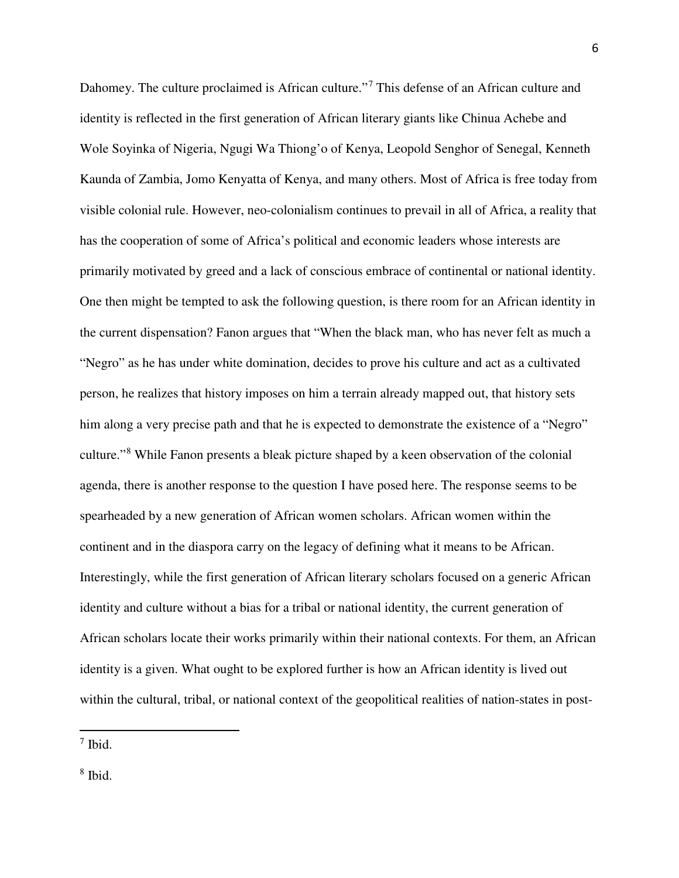Dahomey. The culture proclaimed is African culture."[7] This defense of an African culture and identity is reflected in the first generation of African literary giants like Chinua Achebe and Wole Soyinka of Nigeria, Ngugi Wa Thiong'o of Kenya, Leopold Senghor of Senegal, Kenneth Kaunda of Zambia, Jomo Kenyatta of Kenya, and many others. Most of Africa is free today from visible colonial rule. However, neo-colonialism continues to prevail in all of Africa, a reality that has the cooperation of some of Africa's political and economic leaders whose interests are primarily motivated by greed and a lack of conscious embrace of continental or national identity. One then might be tempted to ask the following question, is there room for an African identity in the current dispensation? Fanon argues that "When the black man, who has never felt as much a "Negro" as he has under white domination, decides to prove his culture and act as a cultivated person, he realizes that history imposes on him a terrain already mapped out, that history sets him along a very precise path and that he is expected to demonstrate the existence of a "Negro" culture."[8] While Fanon presents a bleak picture shaped by a keen observation of the colonial agenda, there is another response to the question I have posed here. The response seems to be spearheaded by a new generation of African women scholars. African women within the continent and in the diaspora carry on the legacy of defining what it means to be African. Interestingly, while the first generation of African literary scholars focused on a generic African identity and culture without a bias for a tribal or national identity, the current generation of African scholars locate their works primarily within their national contexts. For them, an African identity is a given. What ought to be explored further is how an African identity is lived out within the cultural, tribal, or national context of the geopolitical realities of nation-states in post-

---

[7] Ibid.

[8] Ibid.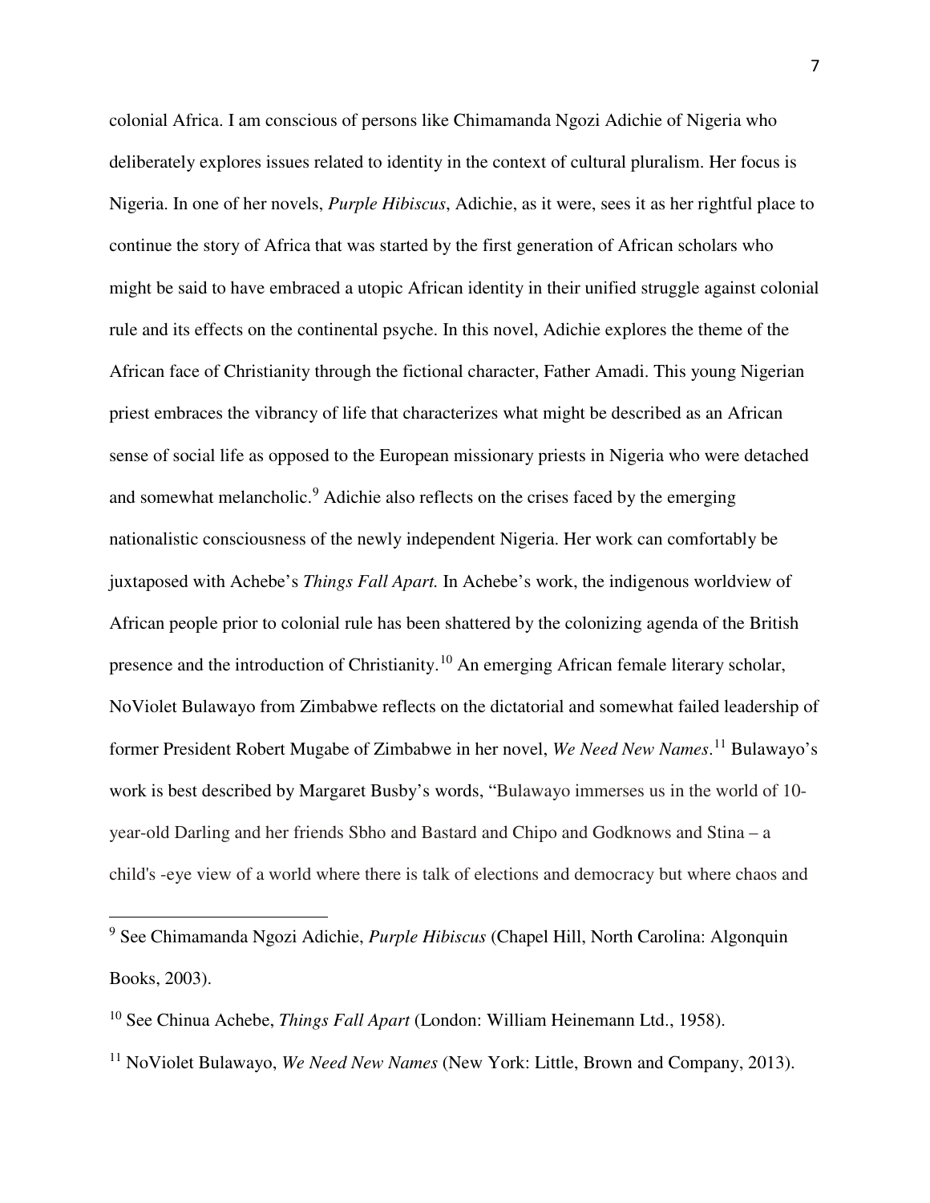colonial Africa. I am conscious of persons like Chimamanda Ngozi Adichie of Nigeria who deliberately explores issues related to identity in the context of cultural pluralism. Her focus is Nigeria. In one of her novels, *Purple Hibiscus*, Adichie, as it were, sees it as her rightful place to continue the story of Africa that was started by the first generation of African scholars who might be said to have embraced a utopic African identity in their unified struggle against colonial rule and its effects on the continental psyche. In this novel, Adichie explores the theme of the African face of Christianity through the fictional character, Father Amadi. This young Nigerian priest embraces the vibrancy of life that characterizes what might be described as an African sense of social life as opposed to the European missionary priests in Nigeria who were detached and somewhat melancholic.[9] Adichie also reflects on the crises faced by the emerging nationalistic consciousness of the newly independent Nigeria. Her work can comfortably be juxtaposed with Achebe's *Things Fall Apart.* In Achebe's work, the indigenous worldview of African people prior to colonial rule has been shattered by the colonizing agenda of the British presence and the introduction of Christianity.[10] An emerging African female literary scholar, NoViolet Bulawayo from Zimbabwe reflects on the dictatorial and somewhat failed leadership of former President Robert Mugabe of Zimbabwe in her novel, *We Need New Names*.[11] Bulawayo's work is best described by Margaret Busby's words, "Bulawayo immerses us in the world of 10-year-old Darling and her friends Sbho and Bastard and Chipo and Godknows and Stina – a child's -eye view of a world where there is talk of elections and democracy but where chaos and

---

[9] See Chimamanda Ngozi Adichie, *Purple Hibiscus* (Chapel Hill, North Carolina: Algonquin Books, 2003).

[10] See Chinua Achebe, *Things Fall Apart* (London: William Heinemann Ltd., 1958).

[11] NoViolet Bulawayo, *We Need New Names* (New York: Little, Brown and Company, 2013).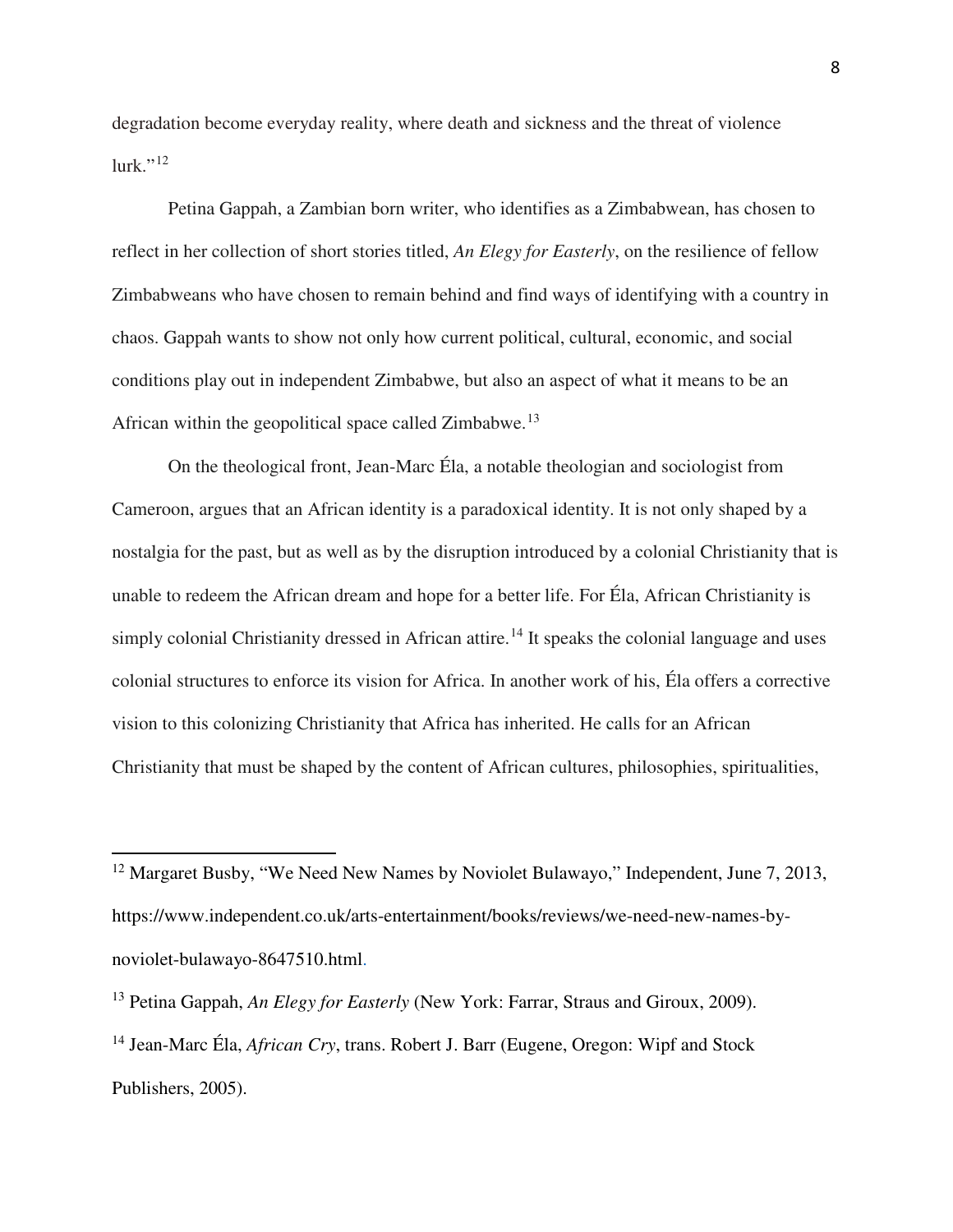degradation become everyday reality, where death and sickness and the threat of violence lurk."[12]

Petina Gappah, a Zambian born writer, who identifies as a Zimbabwean, has chosen to reflect in her collection of short stories titled, *An Elegy for Easterly*, on the resilience of fellow Zimbabweans who have chosen to remain behind and find ways of identifying with a country in chaos. Gappah wants to show not only how current political, cultural, economic, and social conditions play out in independent Zimbabwe, but also an aspect of what it means to be an African within the geopolitical space called Zimbabwe.[13]

On the theological front, Jean-Marc Éla, a notable theologian and sociologist from Cameroon, argues that an African identity is a paradoxical identity. It is not only shaped by a nostalgia for the past, but as well as by the disruption introduced by a colonial Christianity that is unable to redeem the African dream and hope for a better life. For Éla, African Christianity is simply colonial Christianity dressed in African attire.[14] It speaks the colonial language and uses colonial structures to enforce its vision for Africa. In another work of his, Éla offers a corrective vision to this colonizing Christianity that Africa has inherited. He calls for an African Christianity that must be shaped by the content of African cultures, philosophies, spiritualities,

---

[12] Margaret Busby, "We Need New Names by Noviolet Bulawayo," Independent, June 7, 2013, https://www.independent.co.uk/arts-entertainment/books/reviews/we-need-new-names-by-noviolet-bulawayo-8647510.html.

[13] Petina Gappah, *An Elegy for Easterly* (New York: Farrar, Straus and Giroux, 2009).

[14] Jean-Marc Éla, *African Cry*, trans. Robert J. Barr (Eugene, Oregon: Wipf and Stock Publishers, 2005).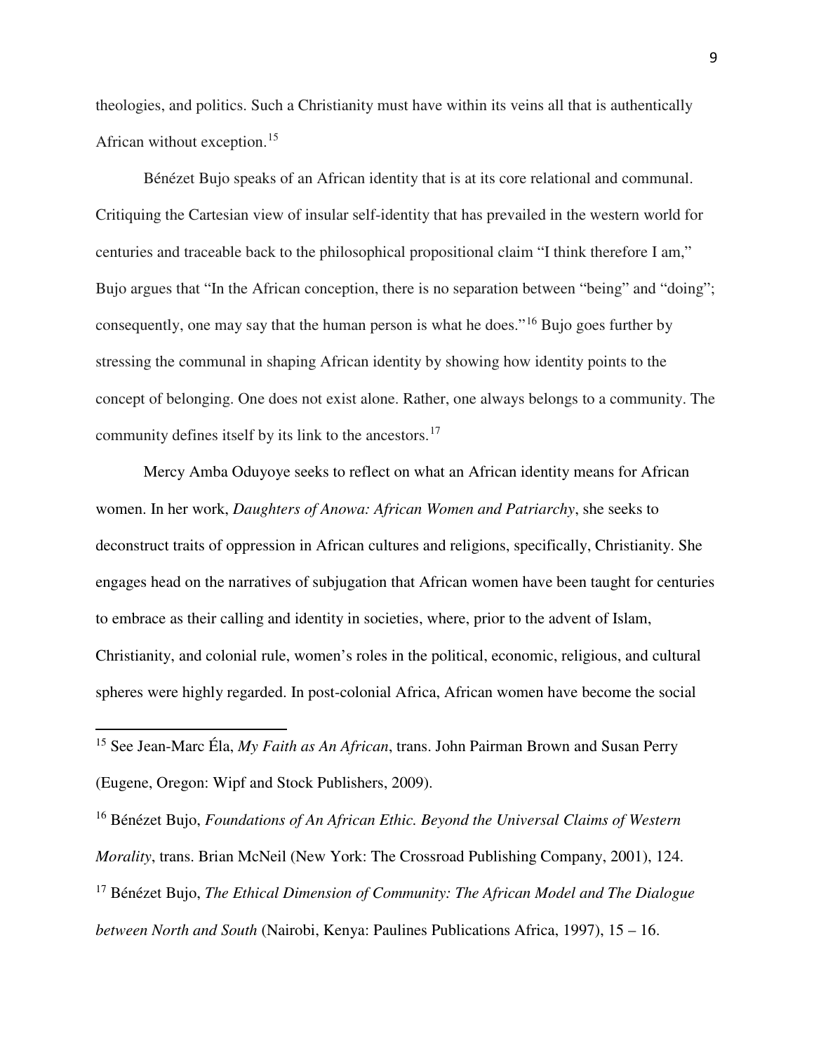theologies, and politics. Such a Christianity must have within its veins all that is authentically African without exception.[15]

Bénézet Bujo speaks of an African identity that is at its core relational and communal. Critiquing the Cartesian view of insular self-identity that has prevailed in the western world for centuries and traceable back to the philosophical propositional claim "I think therefore I am," Bujo argues that "In the African conception, there is no separation between "being" and "doing"; consequently, one may say that the human person is what he does."[16] Bujo goes further by stressing the communal in shaping African identity by showing how identity points to the concept of belonging. One does not exist alone. Rather, one always belongs to a community. The community defines itself by its link to the ancestors.[17]

Mercy Amba Oduyoye seeks to reflect on what an African identity means for African women. In her work, *Daughters of Anowa: African Women and Patriarchy*, she seeks to deconstruct traits of oppression in African cultures and religions, specifically, Christianity. She engages head on the narratives of subjugation that African women have been taught for centuries to embrace as their calling and identity in societies, where, prior to the advent of Islam, Christianity, and colonial rule, women's roles in the political, economic, religious, and cultural spheres were highly regarded. In post-colonial Africa, African women have become the social

---

[15] See Jean-Marc Éla, *My Faith as An African*, trans. John Pairman Brown and Susan Perry (Eugene, Oregon: Wipf and Stock Publishers, 2009).

[16] Bénézet Bujo, *Foundations of An African Ethic. Beyond the Universal Claims of Western Morality*, trans. Brian McNeil (New York: The Crossroad Publishing Company, 2001), 124.

[17] Bénézet Bujo, *The Ethical Dimension of Community: The African Model and The Dialogue between North and South* (Nairobi, Kenya: Paulines Publications Africa, 1997), 15 – 16.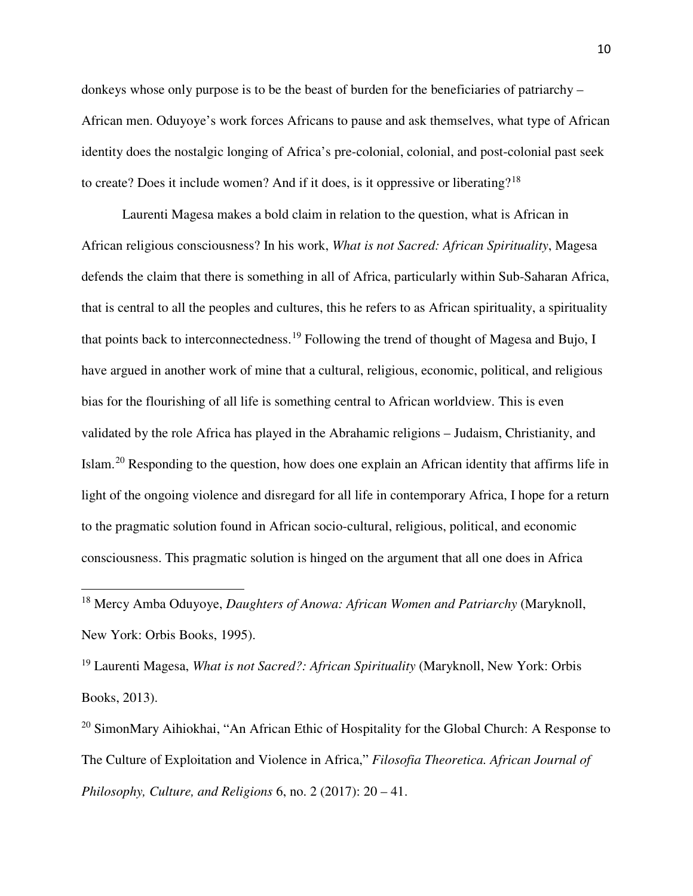donkeys whose only purpose is to be the beast of burden for the beneficiaries of patriarchy – African men. Oduyoye's work forces Africans to pause and ask themselves, what type of African identity does the nostalgic longing of Africa's pre-colonial, colonial, and post-colonial past seek to create? Does it include women? And if it does, is it oppressive or liberating?[18]

Laurenti Magesa makes a bold claim in relation to the question, what is African in African religious consciousness? In his work, *What is not Sacred: African Spirituality*, Magesa defends the claim that there is something in all of Africa, particularly within Sub-Saharan Africa, that is central to all the peoples and cultures, this he refers to as African spirituality, a spirituality that points back to interconnectedness.[19] Following the trend of thought of Magesa and Bujo, I have argued in another work of mine that a cultural, religious, economic, political, and religious bias for the flourishing of all life is something central to African worldview. This is even validated by the role Africa has played in the Abrahamic religions – Judaism, Christianity, and Islam.[20] Responding to the question, how does one explain an African identity that affirms life in light of the ongoing violence and disregard for all life in contemporary Africa, I hope for a return to the pragmatic solution found in African socio-cultural, religious, political, and economic consciousness. This pragmatic solution is hinged on the argument that all one does in Africa

---

[18] Mercy Amba Oduyoye, *Daughters of Anowa: African Women and Patriarchy* (Maryknoll, New York: Orbis Books, 1995).

[19] Laurenti Magesa, *What is not Sacred?: African Spirituality* (Maryknoll, New York: Orbis Books, 2013).

[20] SimonMary Aihiokhai, "An African Ethic of Hospitality for the Global Church: A Response to The Culture of Exploitation and Violence in Africa," *Filosofia Theoretica. African Journal of Philosophy, Culture, and Religions* 6, no. 2 (2017): 20 – 41.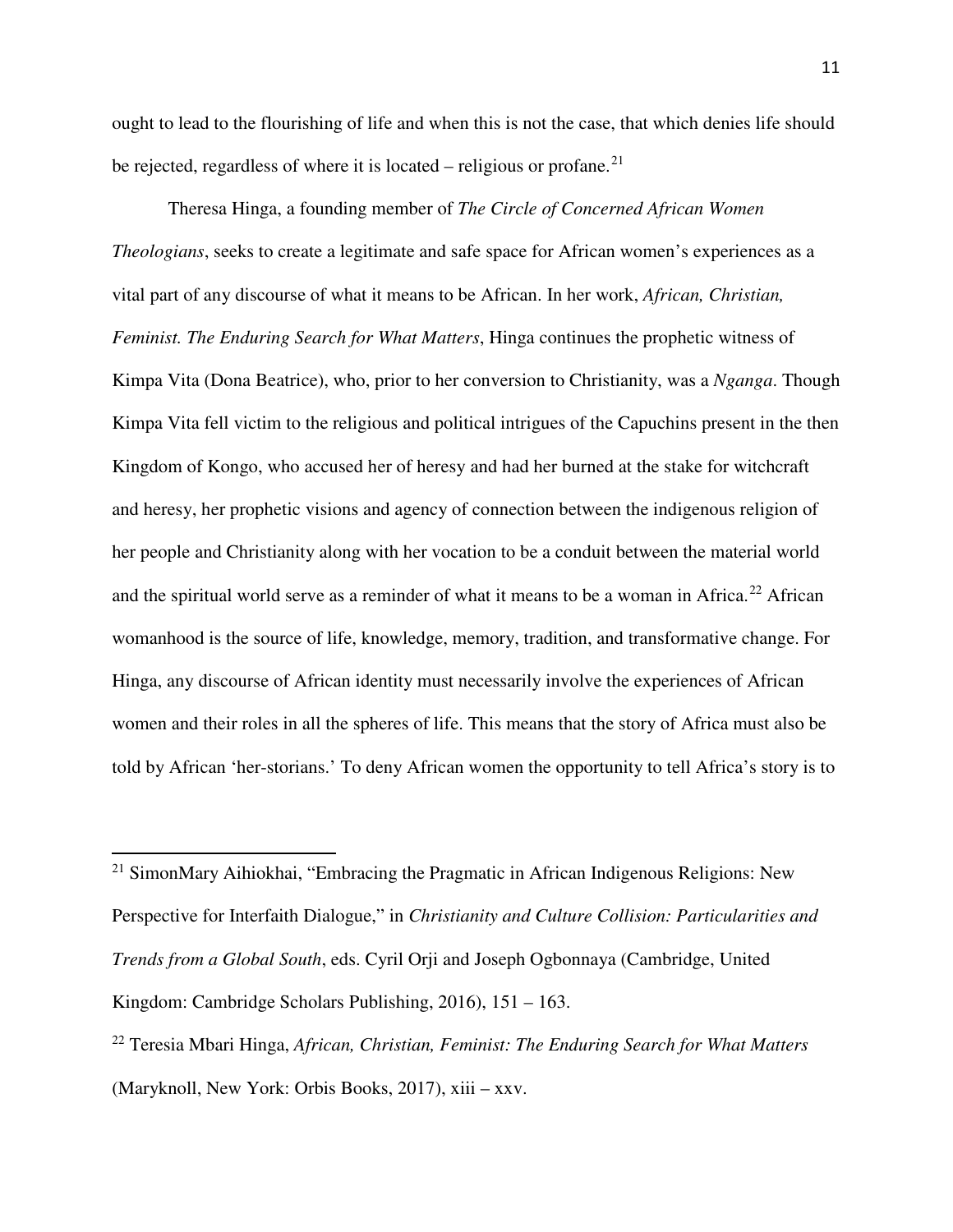ought to lead to the flourishing of life and when this is not the case, that which denies life should be rejected, regardless of where it is located – religious or profane.[21]

Theresa Hinga, a founding member of *The Circle of Concerned African Women Theologians*, seeks to create a legitimate and safe space for African women's experiences as a vital part of any discourse of what it means to be African. In her work, *African, Christian, Feminist. The Enduring Search for What Matters*, Hinga continues the prophetic witness of Kimpa Vita (Dona Beatrice), who, prior to her conversion to Christianity, was a *Nganga*. Though Kimpa Vita fell victim to the religious and political intrigues of the Capuchins present in the then Kingdom of Kongo, who accused her of heresy and had her burned at the stake for witchcraft and heresy, her prophetic visions and agency of connection between the indigenous religion of her people and Christianity along with her vocation to be a conduit between the material world and the spiritual world serve as a reminder of what it means to be a woman in Africa.[22] African womanhood is the source of life, knowledge, memory, tradition, and transformative change. For Hinga, any discourse of African identity must necessarily involve the experiences of African women and their roles in all the spheres of life. This means that the story of Africa must also be told by African 'her-storians.' To deny African women the opportunity to tell Africa's story is to

---

[21] SimonMary Aihiokhai, "Embracing the Pragmatic in African Indigenous Religions: New Perspective for Interfaith Dialogue," in *Christianity and Culture Collision: Particularities and Trends from a Global South*, eds. Cyril Orji and Joseph Ogbonnaya (Cambridge, United Kingdom: Cambridge Scholars Publishing, 2016), 151 – 163.

[22] Teresia Mbari Hinga, *African, Christian, Feminist: The Enduring Search for What Matters* (Maryknoll, New York: Orbis Books, 2017), xiii – xxv.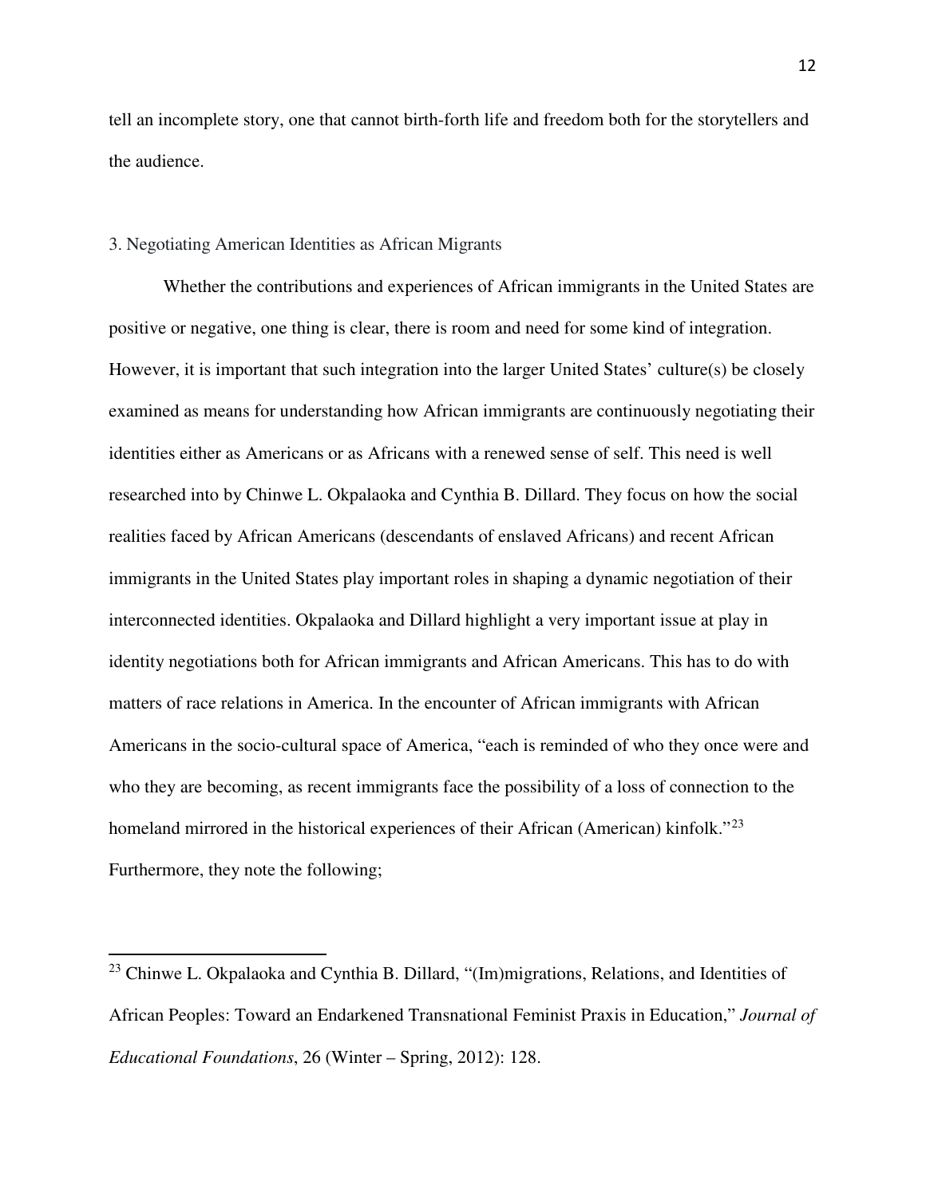tell an incomplete story, one that cannot birth-forth life and freedom both for the storytellers and the audience.

### 3. Negotiating American Identities as African Migrants

Whether the contributions and experiences of African immigrants in the United States are positive or negative, one thing is clear, there is room and need for some kind of integration. However, it is important that such integration into the larger United States' culture(s) be closely examined as means for understanding how African immigrants are continuously negotiating their identities either as Americans or as Africans with a renewed sense of self. This need is well researched into by Chinwe L. Okpalaoka and Cynthia B. Dillard. They focus on how the social realities faced by African Americans (descendants of enslaved Africans) and recent African immigrants in the United States play important roles in shaping a dynamic negotiation of their interconnected identities. Okpalaoka and Dillard highlight a very important issue at play in identity negotiations both for African immigrants and African Americans. This has to do with matters of race relations in America. In the encounter of African immigrants with African Americans in the socio-cultural space of America, "each is reminded of who they once were and who they are becoming, as recent immigrants face the possibility of a loss of connection to the homeland mirrored in the historical experiences of their African (American) kinfolk."[23] Furthermore, they note the following;

---

[23] Chinwe L. Okpalaoka and Cynthia B. Dillard, "(Im)migrations, Relations, and Identities of African Peoples: Toward an Endarkened Transnational Feminist Praxis in Education," *Journal of Educational Foundations*, 26 (Winter – Spring, 2012): 128.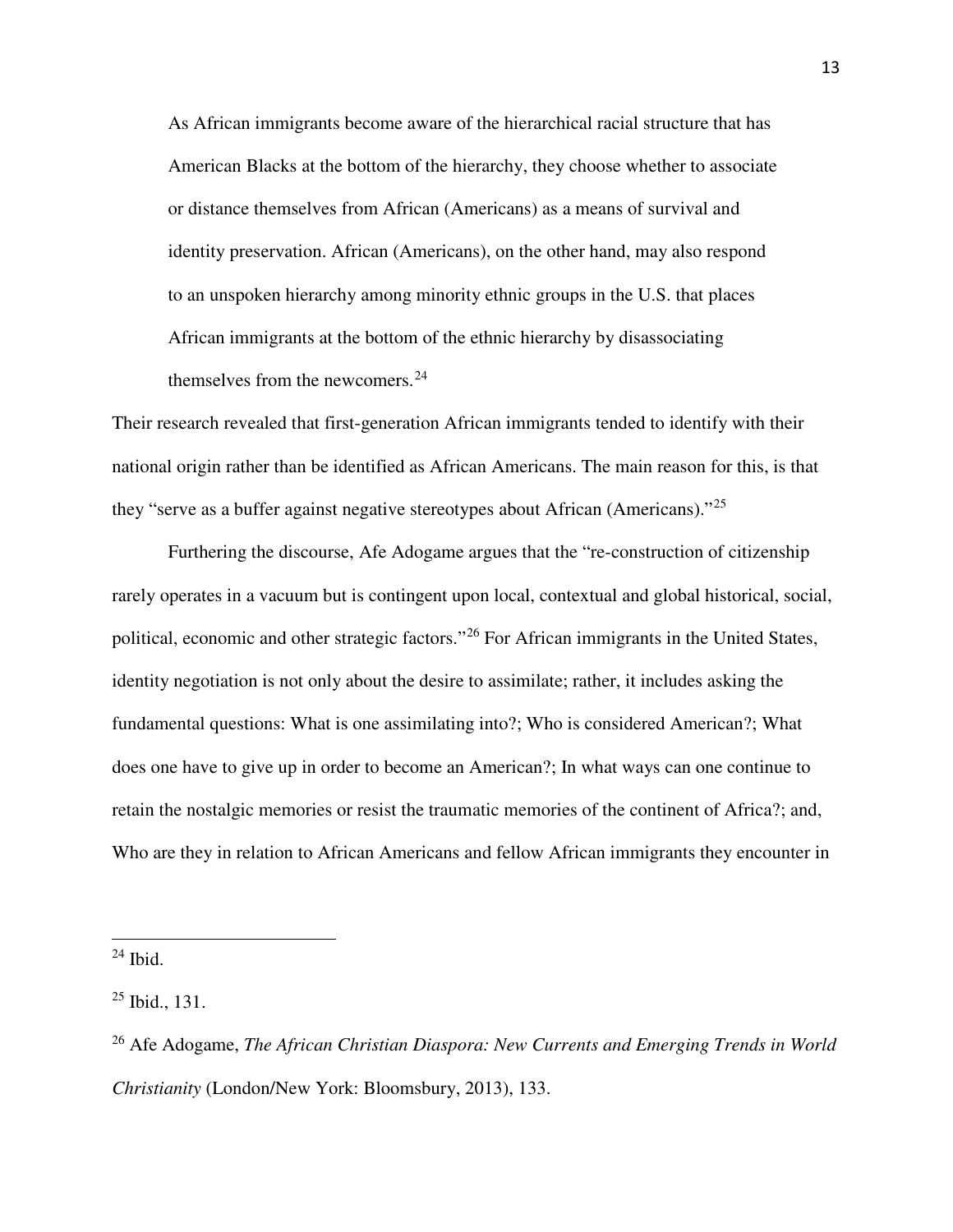> As African immigrants become aware of the hierarchical racial structure that has American Blacks at the bottom of the hierarchy, they choose whether to associate or distance themselves from African (Americans) as a means of survival and identity preservation. African (Americans), on the other hand, may also respond to an unspoken hierarchy among minority ethnic groups in the U.S. that places African immigrants at the bottom of the ethnic hierarchy by disassociating themselves from the newcomers.[24]

Their research revealed that first-generation African immigrants tended to identify with their national origin rather than be identified as African Americans. The main reason for this, is that they "serve as a buffer against negative stereotypes about African (Americans)."[25]

Furthering the discourse, Afe Adogame argues that the "re-construction of citizenship rarely operates in a vacuum but is contingent upon local, contextual and global historical, social, political, economic and other strategic factors."[26] For African immigrants in the United States, identity negotiation is not only about the desire to assimilate; rather, it includes asking the fundamental questions: What is one assimilating into?; Who is considered American?; What does one have to give up in order to become an American?; In what ways can one continue to retain the nostalgic memories or resist the traumatic memories of the continent of Africa?; and, Who are they in relation to African Americans and fellow African immigrants they encounter in

---

[24] Ibid.

[25] Ibid., 131.

[26] Afe Adogame, *The African Christian Diaspora: New Currents and Emerging Trends in World Christianity* (London/New York: Bloomsbury, 2013), 133.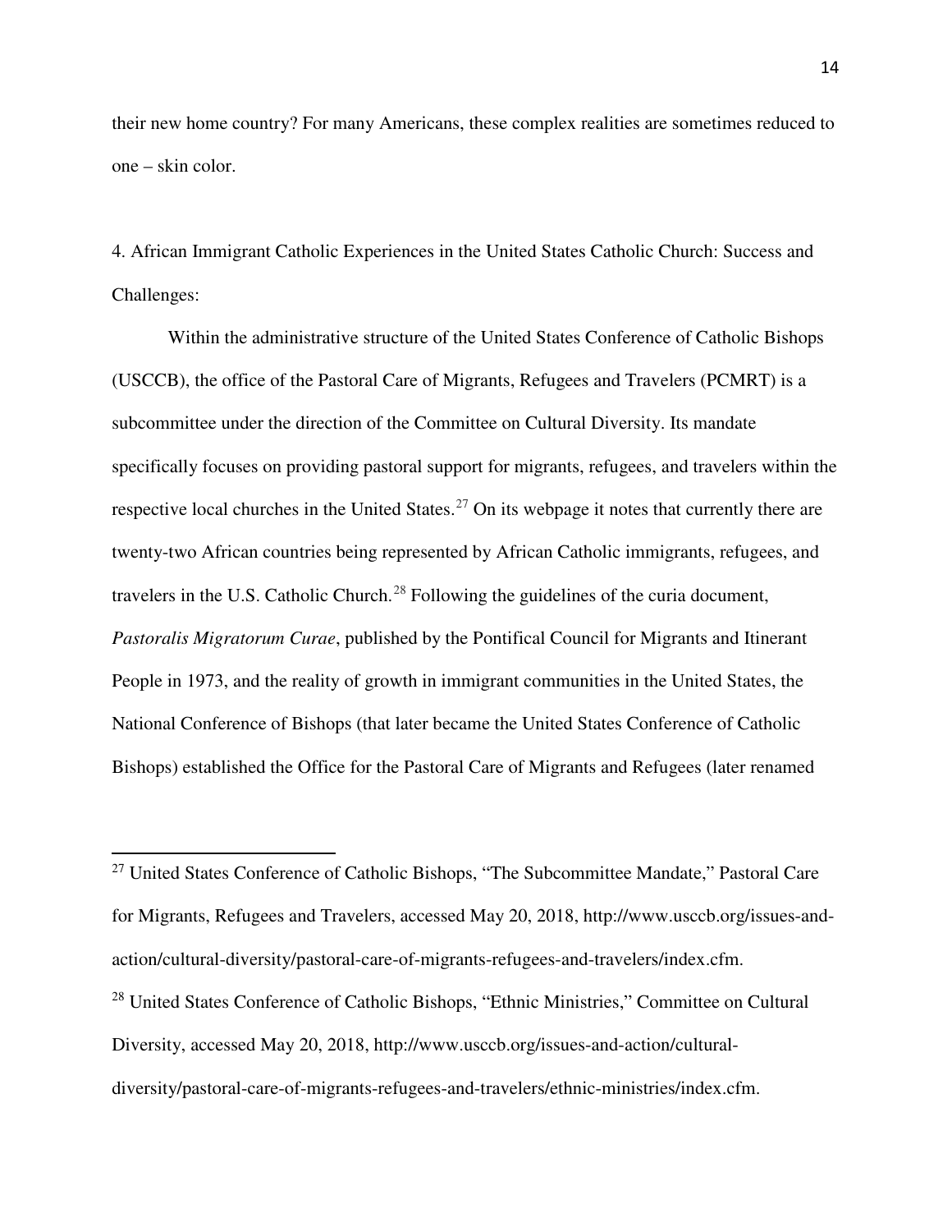their new home country? For many Americans, these complex realities are sometimes reduced to one – skin color.

## 4. African Immigrant Catholic Experiences in the United States Catholic Church: Success and Challenges:

Within the administrative structure of the United States Conference of Catholic Bishops (USCCB), the office of the Pastoral Care of Migrants, Refugees and Travelers (PCMRT) is a subcommittee under the direction of the Committee on Cultural Diversity. Its mandate specifically focuses on providing pastoral support for migrants, refugees, and travelers within the respective local churches in the United States.[27] On its webpage it notes that currently there are twenty-two African countries being represented by African Catholic immigrants, refugees, and travelers in the U.S. Catholic Church.[28] Following the guidelines of the curia document, *Pastoralis Migratorum Curae*, published by the Pontifical Council for Migrants and Itinerant People in 1973, and the reality of growth in immigrant communities in the United States, the National Conference of Bishops (that later became the United States Conference of Catholic Bishops) established the Office for the Pastoral Care of Migrants and Refugees (later renamed

---

[27] United States Conference of Catholic Bishops, "The Subcommittee Mandate," Pastoral Care for Migrants, Refugees and Travelers, accessed May 20, 2018, http://www.usccb.org/issues-and-action/cultural-diversity/pastoral-care-of-migrants-refugees-and-travelers/index.cfm.

[28] United States Conference of Catholic Bishops, "Ethnic Ministries," Committee on Cultural Diversity, accessed May 20, 2018, http://www.usccb.org/issues-and-action/cultural-diversity/pastoral-care-of-migrants-refugees-and-travelers/ethnic-ministries/index.cfm.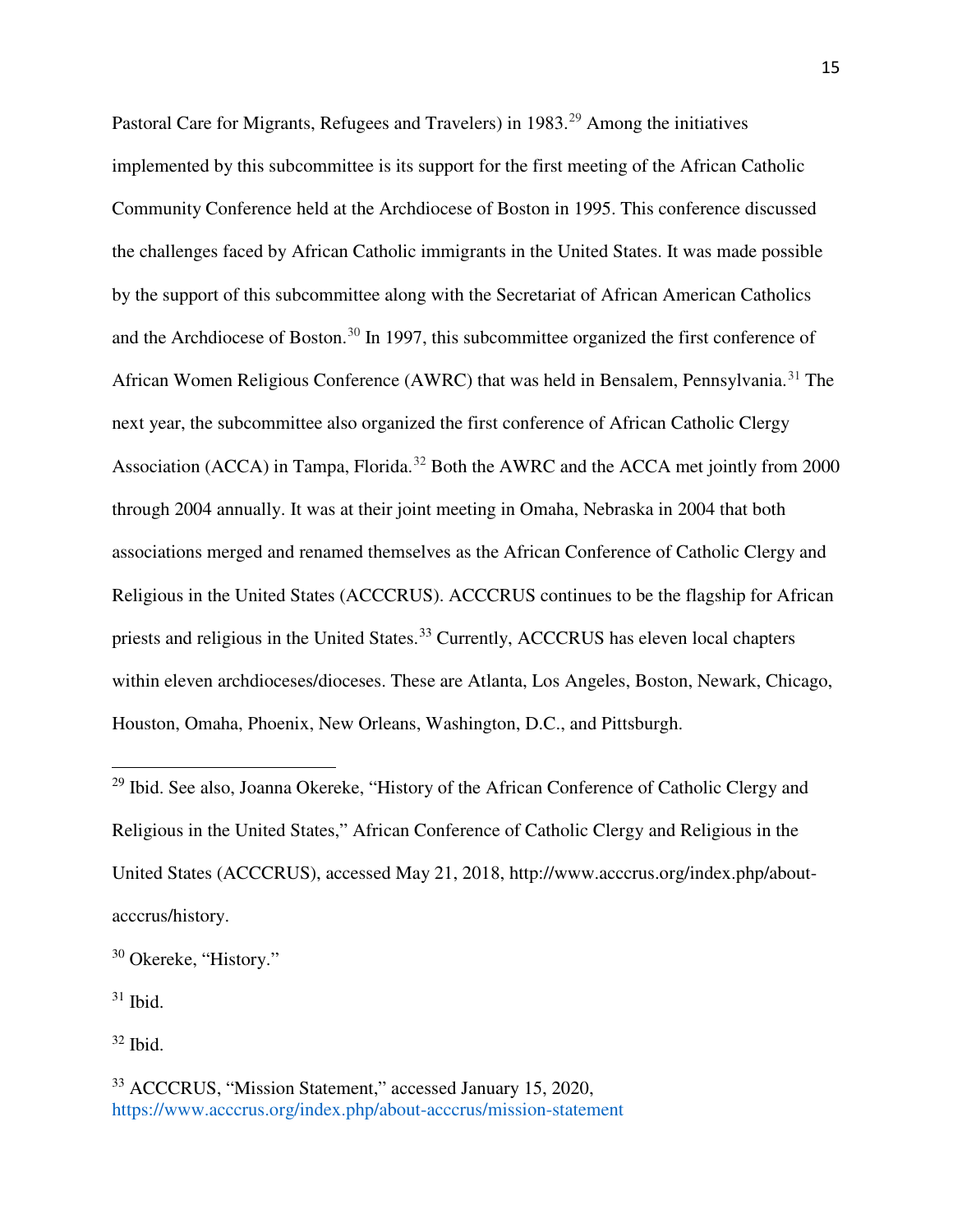Pastoral Care for Migrants, Refugees and Travelers) in 1983.[29] Among the initiatives implemented by this subcommittee is its support for the first meeting of the African Catholic Community Conference held at the Archdiocese of Boston in 1995. This conference discussed the challenges faced by African Catholic immigrants in the United States. It was made possible by the support of this subcommittee along with the Secretariat of African American Catholics and the Archdiocese of Boston.[30] In 1997, this subcommittee organized the first conference of African Women Religious Conference (AWRC) that was held in Bensalem, Pennsylvania.[31] The next year, the subcommittee also organized the first conference of African Catholic Clergy Association (ACCA) in Tampa, Florida.[32] Both the AWRC and the ACCA met jointly from 2000 through 2004 annually. It was at their joint meeting in Omaha, Nebraska in 2004 that both associations merged and renamed themselves as the African Conference of Catholic Clergy and Religious in the United States (ACCCRUS). ACCCRUS continues to be the flagship for African priests and religious in the United States.[33] Currently, ACCCRUS has eleven local chapters within eleven archdioceses/dioceses. These are Atlanta, Los Angeles, Boston, Newark, Chicago, Houston, Omaha, Phoenix, New Orleans, Washington, D.C., and Pittsburgh.

---

[29] Ibid. See also, Joanna Okereke, "History of the African Conference of Catholic Clergy and Religious in the United States," African Conference of Catholic Clergy and Religious in the United States (ACCCRUS), accessed May 21, 2018, http://www.acccrus.org/index.php/about-acccrus/history.

[30] Okereke, "History."

[31] Ibid.

[32] Ibid.

[33] ACCCRUS, "Mission Statement," accessed January 15, 2020, https://www.acccrus.org/index.php/about-acccrus/mission-statement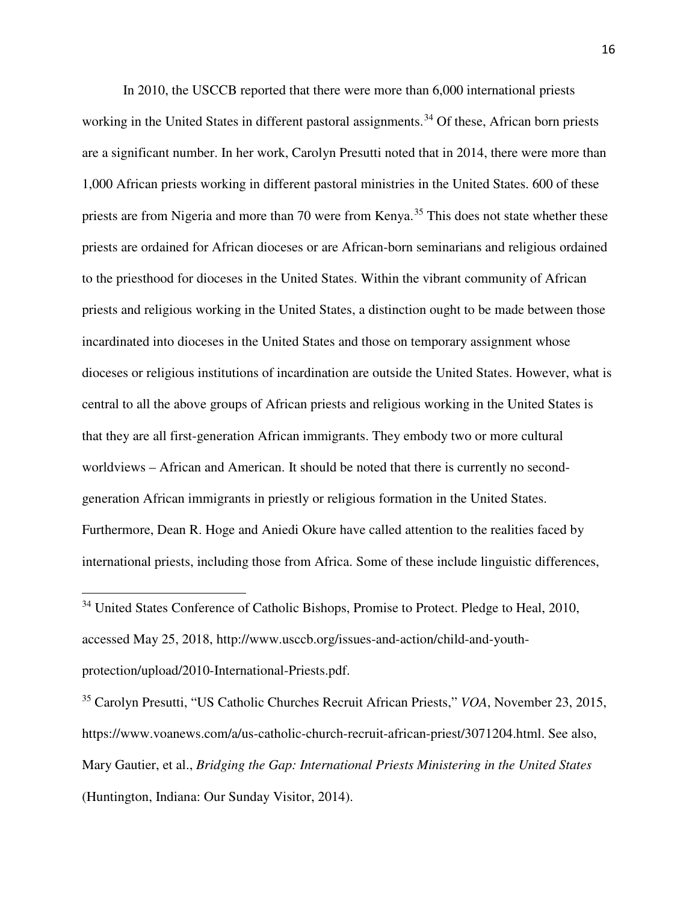In 2010, the USCCB reported that there were more than 6,000 international priests working in the United States in different pastoral assignments.[34] Of these, African born priests are a significant number. In her work, Carolyn Presutti noted that in 2014, there were more than 1,000 African priests working in different pastoral ministries in the United States. 600 of these priests are from Nigeria and more than 70 were from Kenya.[35] This does not state whether these priests are ordained for African dioceses or are African-born seminarians and religious ordained to the priesthood for dioceses in the United States. Within the vibrant community of African priests and religious working in the United States, a distinction ought to be made between those incardinated into dioceses in the United States and those on temporary assignment whose dioceses or religious institutions of incardination are outside the United States. However, what is central to all the above groups of African priests and religious working in the United States is that they are all first-generation African immigrants. They embody two or more cultural worldviews – African and American. It should be noted that there is currently no second-generation African immigrants in priestly or religious formation in the United States. Furthermore, Dean R. Hoge and Aniedi Okure have called attention to the realities faced by international priests, including those from Africa. Some of these include linguistic differences,

---

[34] United States Conference of Catholic Bishops, Promise to Protect. Pledge to Heal, 2010, accessed May 25, 2018, http://www.usccb.org/issues-and-action/child-and-youth-protection/upload/2010-International-Priests.pdf.

[35] Carolyn Presutti, "US Catholic Churches Recruit African Priests," *VOA*, November 23, 2015, https://www.voanews.com/a/us-catholic-church-recruit-african-priest/3071204.html. See also, Mary Gautier, et al., *Bridging the Gap: International Priests Ministering in the United States* (Huntington, Indiana: Our Sunday Visitor, 2014).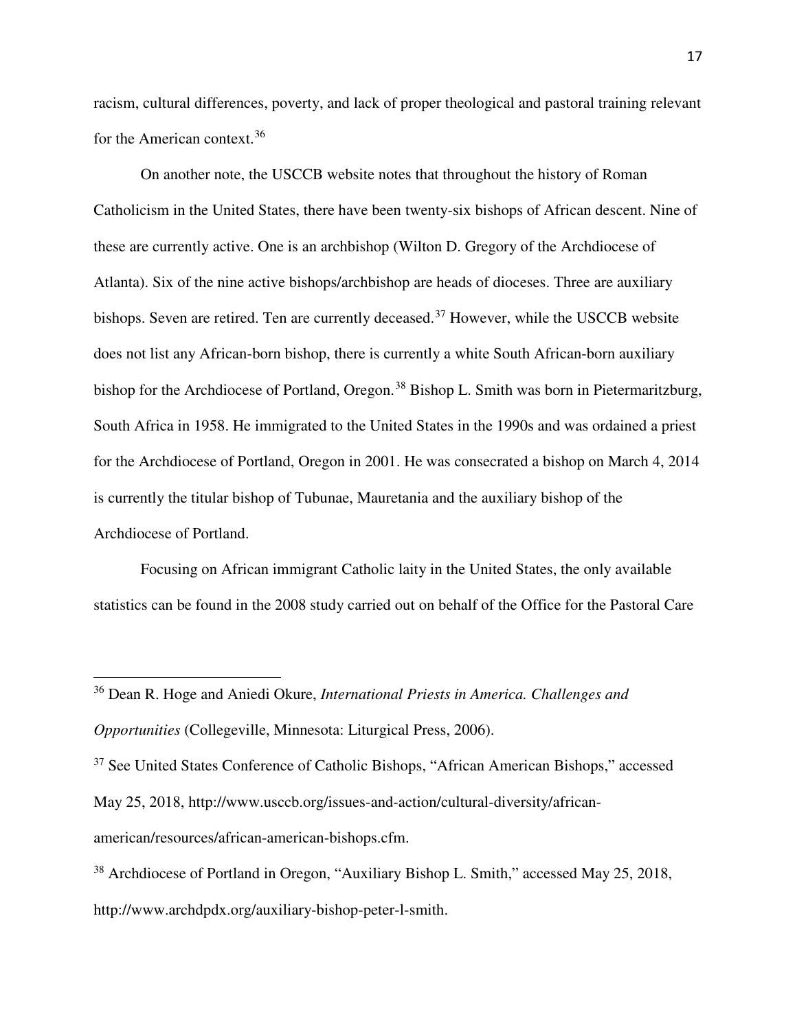racism, cultural differences, poverty, and lack of proper theological and pastoral training relevant for the American context.[36]

On another note, the USCCB website notes that throughout the history of Roman Catholicism in the United States, there have been twenty-six bishops of African descent. Nine of these are currently active. One is an archbishop (Wilton D. Gregory of the Archdiocese of Atlanta). Six of the nine active bishops/archbishop are heads of dioceses. Three are auxiliary bishops. Seven are retired. Ten are currently deceased.[37] However, while the USCCB website does not list any African-born bishop, there is currently a white South African-born auxiliary bishop for the Archdiocese of Portland, Oregon.[38] Bishop L. Smith was born in Pietermaritzburg, South Africa in 1958. He immigrated to the United States in the 1990s and was ordained a priest for the Archdiocese of Portland, Oregon in 2001. He was consecrated a bishop on March 4, 2014 is currently the titular bishop of Tubunae, Mauretania and the auxiliary bishop of the Archdiocese of Portland.

Focusing on African immigrant Catholic laity in the United States, the only available statistics can be found in the 2008 study carried out on behalf of the Office for the Pastoral Care

---

[36] Dean R. Hoge and Aniedi Okure, *International Priests in America. Challenges and Opportunities* (Collegeville, Minnesota: Liturgical Press, 2006).

[37] See United States Conference of Catholic Bishops, "African American Bishops," accessed May 25, 2018, http://www.usccb.org/issues-and-action/cultural-diversity/african-american/resources/african-american-bishops.cfm.

[38] Archdiocese of Portland in Oregon, "Auxiliary Bishop L. Smith," accessed May 25, 2018, http://www.archdpdx.org/auxiliary-bishop-peter-l-smith.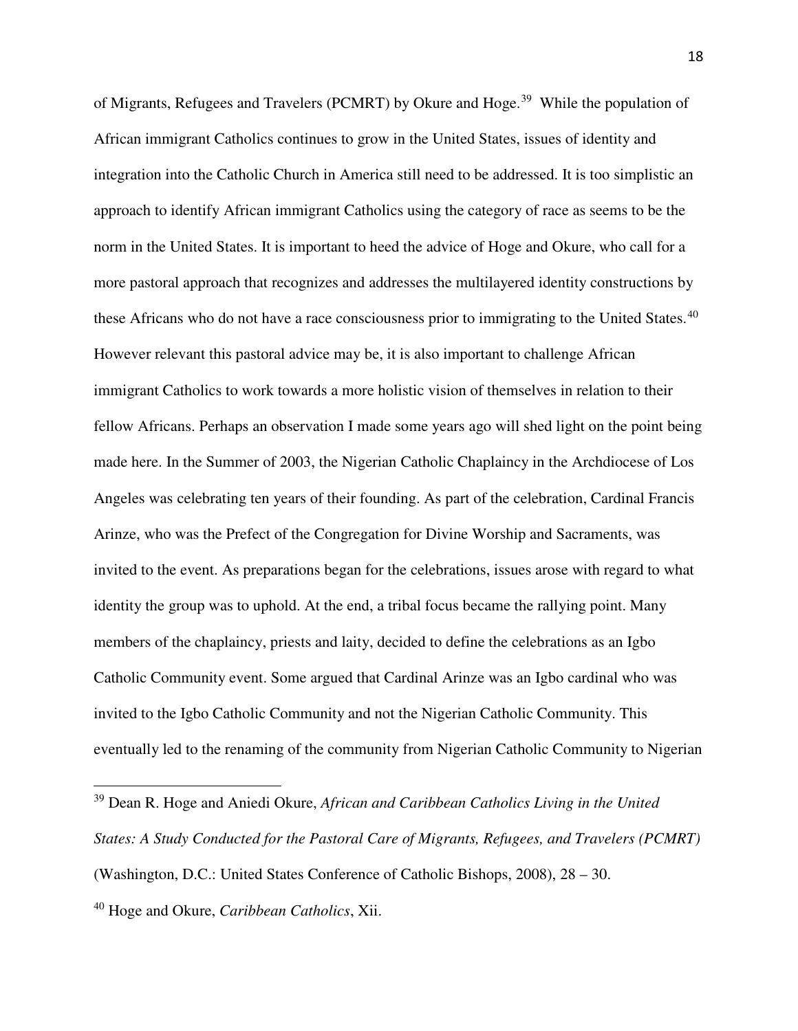of Migrants, Refugees and Travelers (PCMRT) by Okure and Hoge.[39] While the population of African immigrant Catholics continues to grow in the United States, issues of identity and integration into the Catholic Church in America still need to be addressed. It is too simplistic an approach to identify African immigrant Catholics using the category of race as seems to be the norm in the United States. It is important to heed the advice of Hoge and Okure, who call for a more pastoral approach that recognizes and addresses the multilayered identity constructions by these Africans who do not have a race consciousness prior to immigrating to the United States.[40] However relevant this pastoral advice may be, it is also important to challenge African immigrant Catholics to work towards a more holistic vision of themselves in relation to their fellow Africans. Perhaps an observation I made some years ago will shed light on the point being made here. In the Summer of 2003, the Nigerian Catholic Chaplaincy in the Archdiocese of Los Angeles was celebrating ten years of their founding. As part of the celebration, Cardinal Francis Arinze, who was the Prefect of the Congregation for Divine Worship and Sacraments, was invited to the event. As preparations began for the celebrations, issues arose with regard to what identity the group was to uphold. At the end, a tribal focus became the rallying point. Many members of the chaplaincy, priests and laity, decided to define the celebrations as an Igbo Catholic Community event. Some argued that Cardinal Arinze was an Igbo cardinal who was invited to the Igbo Catholic Community and not the Nigerian Catholic Community. This eventually led to the renaming of the community from Nigerian Catholic Community to Nigerian

---

[39] Dean R. Hoge and Aniedi Okure, *African and Caribbean Catholics Living in the United States: A Study Conducted for the Pastoral Care of Migrants, Refugees, and Travelers (PCMRT)* (Washington, D.C.: United States Conference of Catholic Bishops, 2008), 28 – 30.

[40] Hoge and Okure, *Caribbean Catholics*, Xii.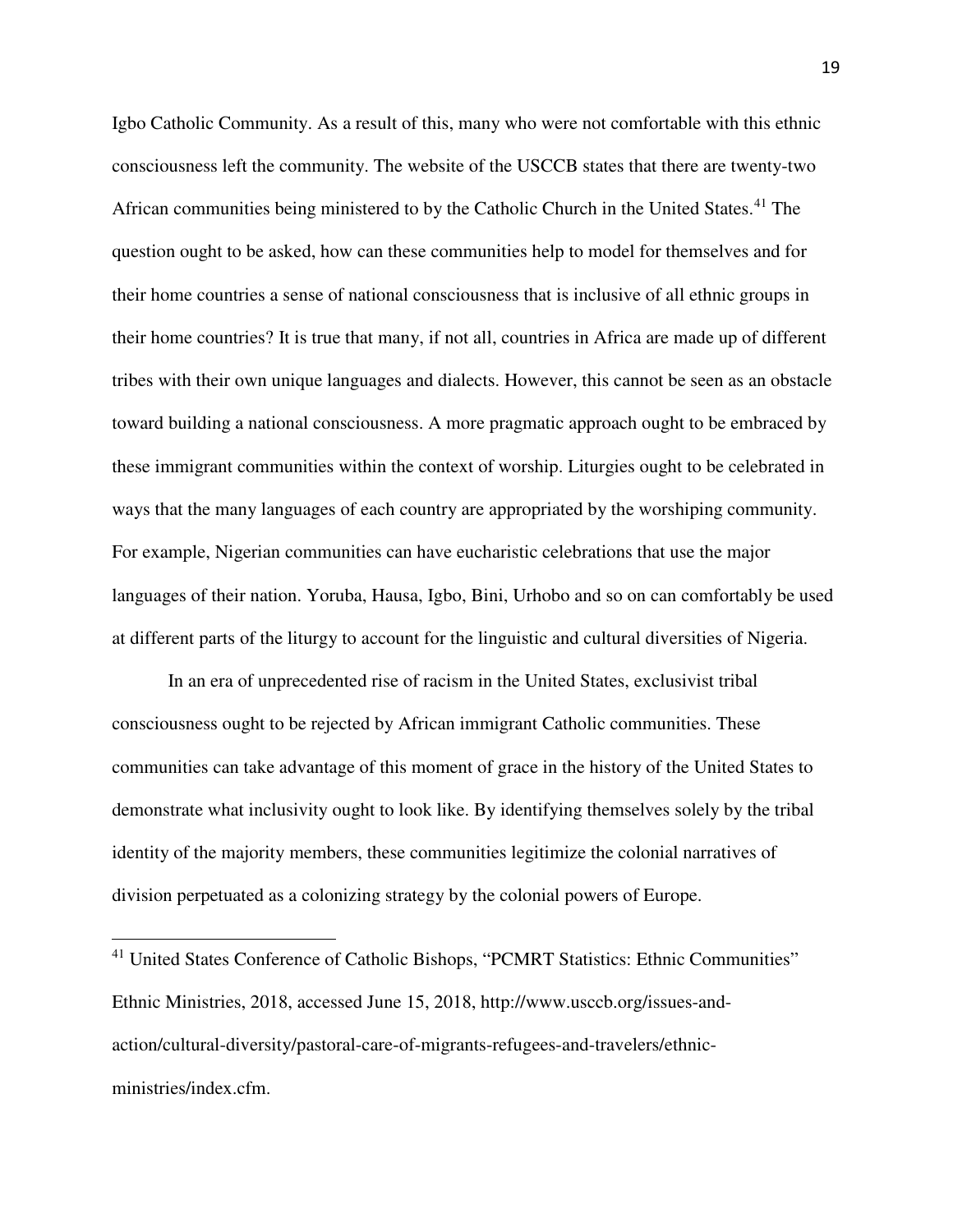Igbo Catholic Community. As a result of this, many who were not comfortable with this ethnic consciousness left the community. The website of the USCCB states that there are twenty-two African communities being ministered to by the Catholic Church in the United States.[41] The question ought to be asked, how can these communities help to model for themselves and for their home countries a sense of national consciousness that is inclusive of all ethnic groups in their home countries? It is true that many, if not all, countries in Africa are made up of different tribes with their own unique languages and dialects. However, this cannot be seen as an obstacle toward building a national consciousness. A more pragmatic approach ought to be embraced by these immigrant communities within the context of worship. Liturgies ought to be celebrated in ways that the many languages of each country are appropriated by the worshiping community. For example, Nigerian communities can have eucharistic celebrations that use the major languages of their nation. Yoruba, Hausa, Igbo, Bini, Urhobo and so on can comfortably be used at different parts of the liturgy to account for the linguistic and cultural diversities of Nigeria.

In an era of unprecedented rise of racism in the United States, exclusivist tribal consciousness ought to be rejected by African immigrant Catholic communities. These communities can take advantage of this moment of grace in the history of the United States to demonstrate what inclusivity ought to look like. By identifying themselves solely by the tribal identity of the majority members, these communities legitimize the colonial narratives of division perpetuated as a colonizing strategy by the colonial powers of Europe.

---

[41] United States Conference of Catholic Bishops, "PCMRT Statistics: Ethnic Communities" Ethnic Ministries, 2018, accessed June 15, 2018, http://www.usccb.org/issues-and-action/cultural-diversity/pastoral-care-of-migrants-refugees-and-travelers/ethnic-ministries/index.cfm.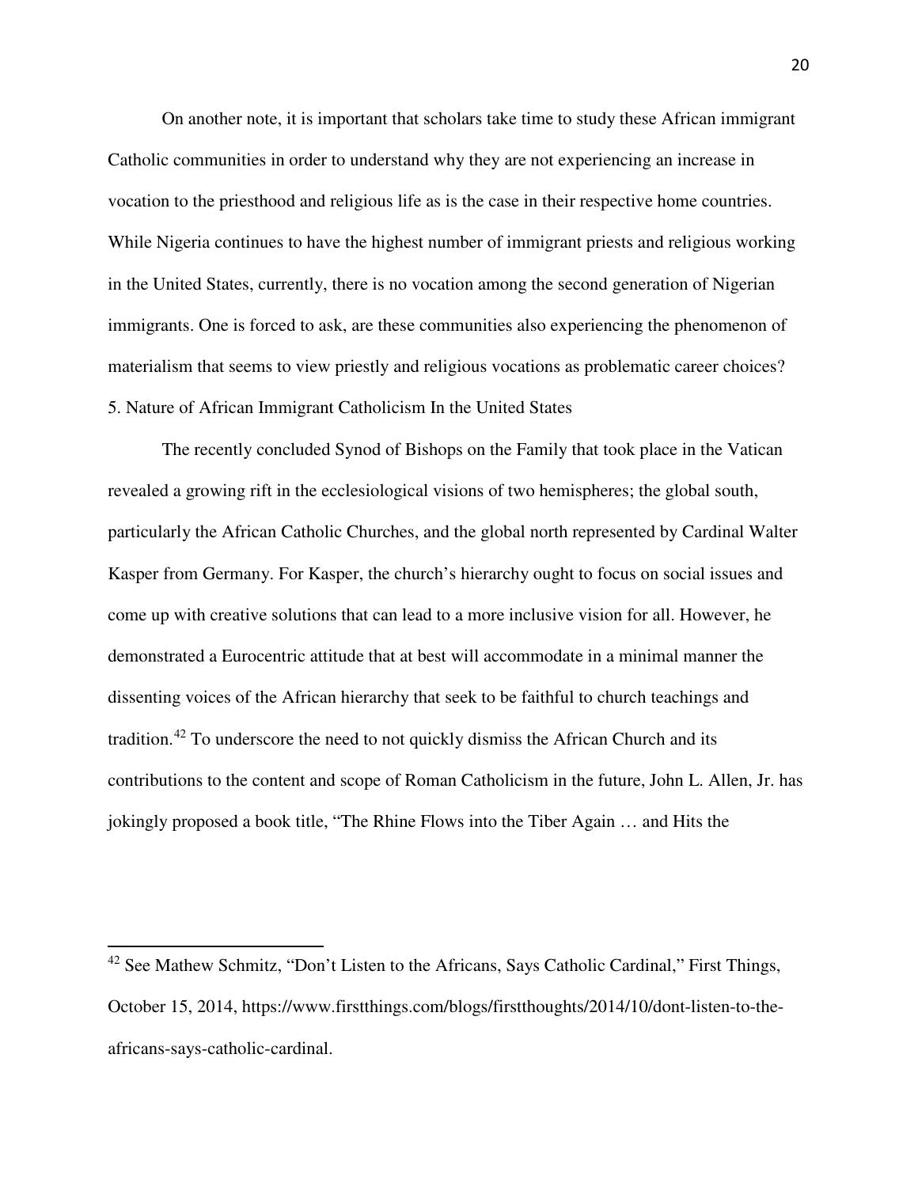On another note, it is important that scholars take time to study these African immigrant Catholic communities in order to understand why they are not experiencing an increase in vocation to the priesthood and religious life as is the case in their respective home countries. While Nigeria continues to have the highest number of immigrant priests and religious working in the United States, currently, there is no vocation among the second generation of Nigerian immigrants. One is forced to ask, are these communities also experiencing the phenomenon of materialism that seems to view priestly and religious vocations as problematic career choices?

## 5. Nature of African Immigrant Catholicism In the United States

The recently concluded Synod of Bishops on the Family that took place in the Vatican revealed a growing rift in the ecclesiological visions of two hemispheres; the global south, particularly the African Catholic Churches, and the global north represented by Cardinal Walter Kasper from Germany. For Kasper, the church's hierarchy ought to focus on social issues and come up with creative solutions that can lead to a more inclusive vision for all. However, he demonstrated a Eurocentric attitude that at best will accommodate in a minimal manner the dissenting voices of the African hierarchy that seek to be faithful to church teachings and tradition.[42] To underscore the need to not quickly dismiss the African Church and its contributions to the content and scope of Roman Catholicism in the future, John L. Allen, Jr. has jokingly proposed a book title, "The Rhine Flows into the Tiber Again … and Hits the

---

[42] See Mathew Schmitz, "Don't Listen to the Africans, Says Catholic Cardinal," First Things, October 15, 2014, https://www.firstthings.com/blogs/firstthoughts/2014/10/dont-listen-to-the-africans-says-catholic-cardinal.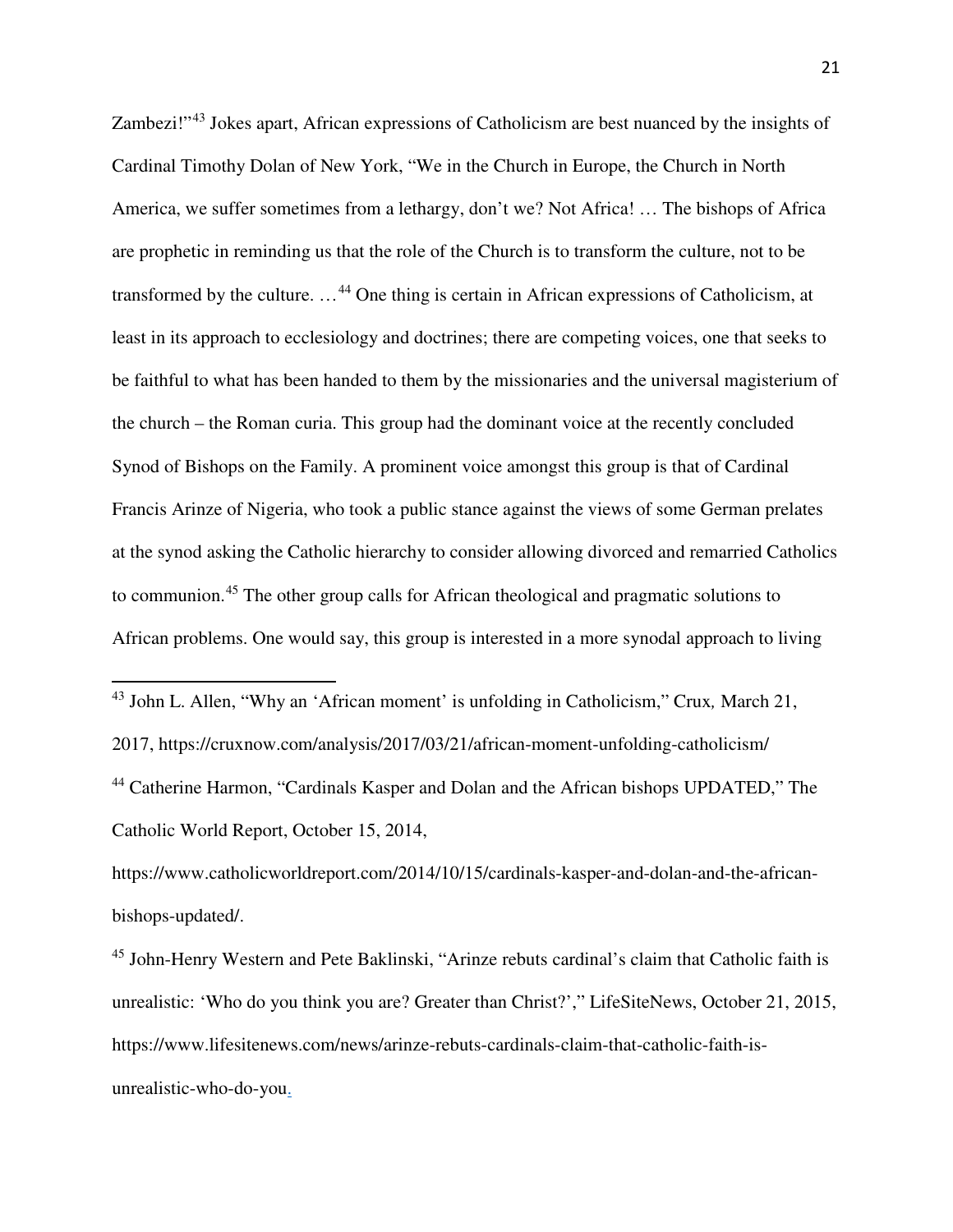Zambezi!"[43] Jokes apart, African expressions of Catholicism are best nuanced by the insights of Cardinal Timothy Dolan of New York, "We in the Church in Europe, the Church in North America, we suffer sometimes from a lethargy, don't we? Not Africa! … The bishops of Africa are prophetic in reminding us that the role of the Church is to transform the culture, not to be transformed by the culture. …[44] One thing is certain in African expressions of Catholicism, at least in its approach to ecclesiology and doctrines; there are competing voices, one that seeks to be faithful to what has been handed to them by the missionaries and the universal magisterium of the church – the Roman curia. This group had the dominant voice at the recently concluded Synod of Bishops on the Family. A prominent voice amongst this group is that of Cardinal Francis Arinze of Nigeria, who took a public stance against the views of some German prelates at the synod asking the Catholic hierarchy to consider allowing divorced and remarried Catholics to communion.[45] The other group calls for African theological and pragmatic solutions to African problems. One would say, this group is interested in a more synodal approach to living

---

[43] John L. Allen, "Why an 'African moment' is unfolding in Catholicism," Crux*,* March 21, 2017, https://cruxnow.com/analysis/2017/03/21/african-moment-unfolding-catholicism/

[44] Catherine Harmon, "Cardinals Kasper and Dolan and the African bishops UPDATED," The Catholic World Report, October 15, 2014, https://www.catholicworldreport.com/2014/10/15/cardinals-kasper-and-dolan-and-the-african-bishops-updated/.

[45] John-Henry Western and Pete Baklinski, "Arinze rebuts cardinal's claim that Catholic faith is unrealistic: 'Who do you think you are? Greater than Christ?'," LifeSiteNews, October 21, 2015, https://www.lifesitenews.com/news/arinze-rebuts-cardinals-claim-that-catholic-faith-is-unrealistic-who-do-you.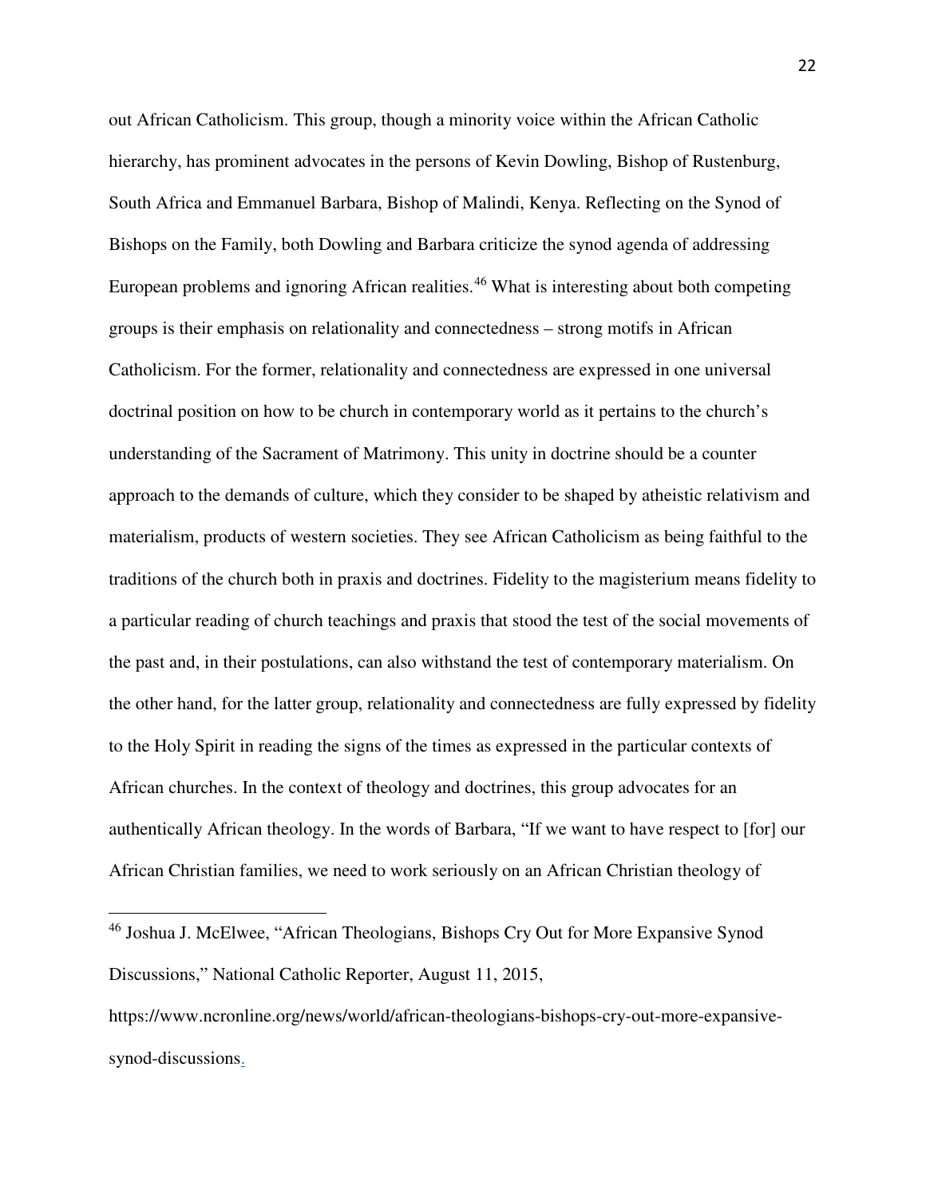out African Catholicism. This group, though a minority voice within the African Catholic hierarchy, has prominent advocates in the persons of Kevin Dowling, Bishop of Rustenburg, South Africa and Emmanuel Barbara, Bishop of Malindi, Kenya. Reflecting on the Synod of Bishops on the Family, both Dowling and Barbara criticize the synod agenda of addressing European problems and ignoring African realities.[46] What is interesting about both competing groups is their emphasis on relationality and connectedness – strong motifs in African Catholicism. For the former, relationality and connectedness are expressed in one universal doctrinal position on how to be church in contemporary world as it pertains to the church's understanding of the Sacrament of Matrimony. This unity in doctrine should be a counter approach to the demands of culture, which they consider to be shaped by atheistic relativism and materialism, products of western societies. They see African Catholicism as being faithful to the traditions of the church both in praxis and doctrines. Fidelity to the magisterium means fidelity to a particular reading of church teachings and praxis that stood the test of the social movements of the past and, in their postulations, can also withstand the test of contemporary materialism. On the other hand, for the latter group, relationality and connectedness are fully expressed by fidelity to the Holy Spirit in reading the signs of the times as expressed in the particular contexts of African churches. In the context of theology and doctrines, this group advocates for an authentically African theology. In the words of Barbara, "If we want to have respect to [for] our African Christian families, we need to work seriously on an African Christian theology of

---

[46] Joshua J. McElwee, "African Theologians, Bishops Cry Out for More Expansive Synod Discussions," National Catholic Reporter, August 11, 2015, https://www.ncronline.org/news/world/african-theologians-bishops-cry-out-more-expansive-synod-discussions.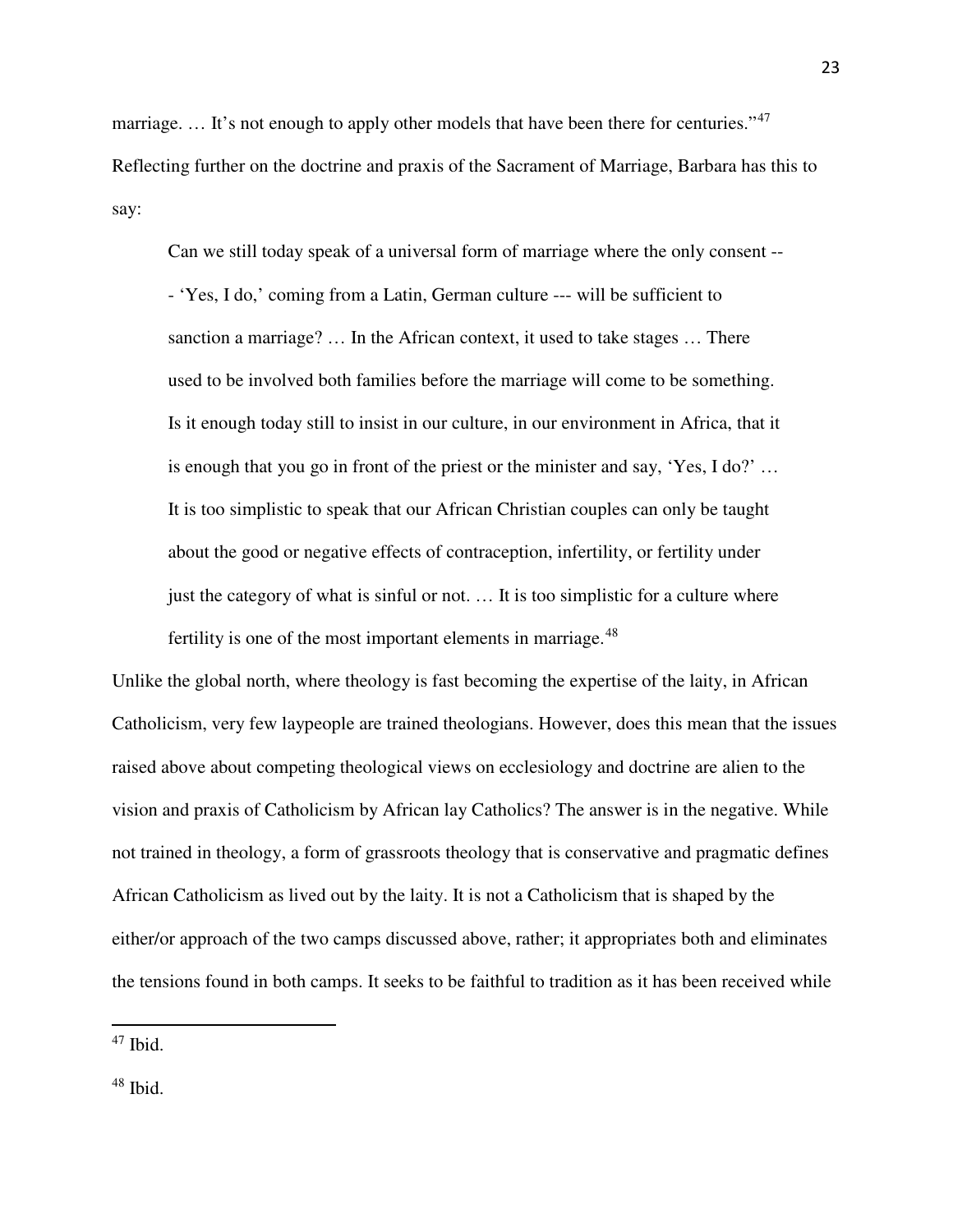marriage. … It's not enough to apply other models that have been there for centuries."[47] Reflecting further on the doctrine and praxis of the Sacrament of Marriage, Barbara has this to say:

> Can we still today speak of a universal form of marriage where the only consent --- 'Yes, I do,' coming from a Latin, German culture --- will be sufficient to sanction a marriage? … In the African context, it used to take stages … There used to be involved both families before the marriage will come to be something. Is it enough today still to insist in our culture, in our environment in Africa, that it is enough that you go in front of the priest or the minister and say, 'Yes, I do?' … It is too simplistic to speak that our African Christian couples can only be taught about the good or negative effects of contraception, infertility, or fertility under just the category of what is sinful or not. … It is too simplistic for a culture where fertility is one of the most important elements in marriage.[48]

Unlike the global north, where theology is fast becoming the expertise of the laity, in African Catholicism, very few laypeople are trained theologians. However, does this mean that the issues raised above about competing theological views on ecclesiology and doctrine are alien to the vision and praxis of Catholicism by African lay Catholics? The answer is in the negative. While not trained in theology, a form of grassroots theology that is conservative and pragmatic defines African Catholicism as lived out by the laity. It is not a Catholicism that is shaped by the either/or approach of the two camps discussed above, rather; it appropriates both and eliminates the tensions found in both camps. It seeks to be faithful to tradition as it has been received while

---

[47] Ibid.

[48] Ibid.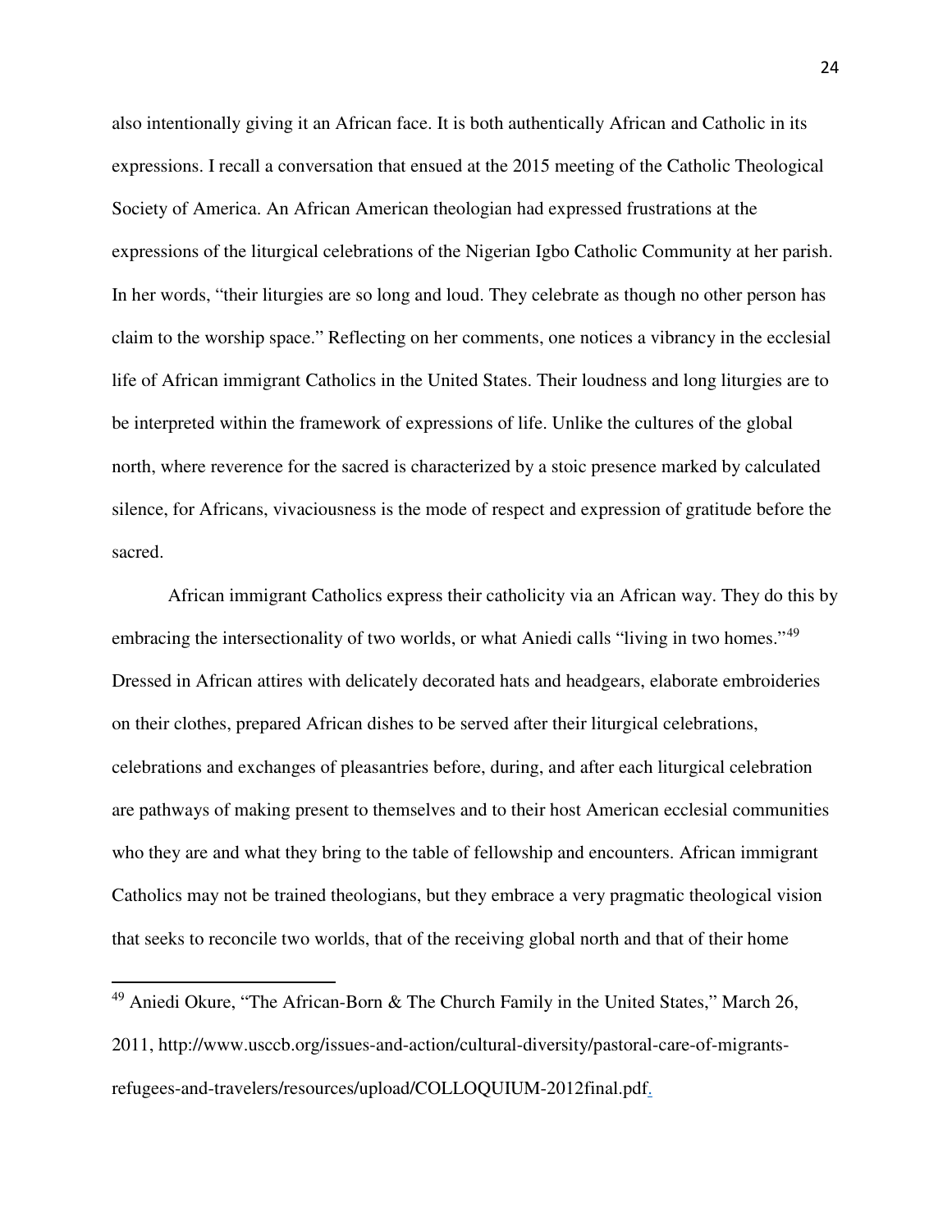also intentionally giving it an African face. It is both authentically African and Catholic in its expressions. I recall a conversation that ensued at the 2015 meeting of the Catholic Theological Society of America. An African American theologian had expressed frustrations at the expressions of the liturgical celebrations of the Nigerian Igbo Catholic Community at her parish. In her words, "their liturgies are so long and loud. They celebrate as though no other person has claim to the worship space." Reflecting on her comments, one notices a vibrancy in the ecclesial life of African immigrant Catholics in the United States. Their loudness and long liturgies are to be interpreted within the framework of expressions of life. Unlike the cultures of the global north, where reverence for the sacred is characterized by a stoic presence marked by calculated silence, for Africans, vivaciousness is the mode of respect and expression of gratitude before the sacred.

African immigrant Catholics express their catholicity via an African way. They do this by embracing the intersectionality of two worlds, or what Aniedi calls "living in two homes."[49] Dressed in African attires with delicately decorated hats and headgears, elaborate embroideries on their clothes, prepared African dishes to be served after their liturgical celebrations, celebrations and exchanges of pleasantries before, during, and after each liturgical celebration are pathways of making present to themselves and to their host American ecclesial communities who they are and what they bring to the table of fellowship and encounters. African immigrant Catholics may not be trained theologians, but they embrace a very pragmatic theological vision that seeks to reconcile two worlds, that of the receiving global north and that of their home

[49] Aniedi Okure, "The African-Born & The Church Family in the United States," March 26, 2011, http://www.usccb.org/issues-and-action/cultural-diversity/pastoral-care-of-migrants-refugees-and-travelers/resources/upload/COLLOQUIUM-2012final.pdf.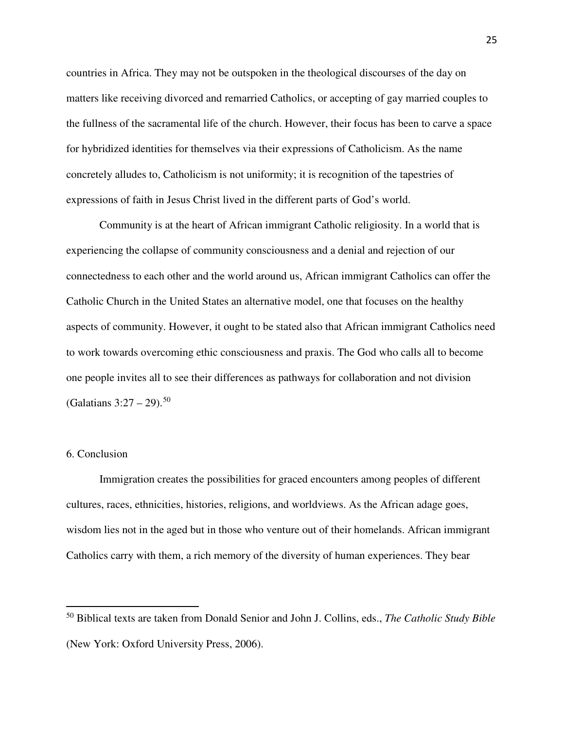countries in Africa. They may not be outspoken in the theological discourses of the day on matters like receiving divorced and remarried Catholics, or accepting of gay married couples to the fullness of the sacramental life of the church. However, their focus has been to carve a space for hybridized identities for themselves via their expressions of Catholicism. As the name concretely alludes to, Catholicism is not uniformity; it is recognition of the tapestries of expressions of faith in Jesus Christ lived in the different parts of God's world.

Community is at the heart of African immigrant Catholic religiosity. In a world that is experiencing the collapse of community consciousness and a denial and rejection of our connectedness to each other and the world around us, African immigrant Catholics can offer the Catholic Church in the United States an alternative model, one that focuses on the healthy aspects of community. However, it ought to be stated also that African immigrant Catholics need to work towards overcoming ethic consciousness and praxis. The God who calls all to become one people invites all to see their differences as pathways for collaboration and not division (Galatians 3:27 – 29).[50]

## 6. Conclusion

Immigration creates the possibilities for graced encounters among peoples of different cultures, races, ethnicities, histories, religions, and worldviews. As the African adage goes, wisdom lies not in the aged but in those who venture out of their homelands. African immigrant Catholics carry with them, a rich memory of the diversity of human experiences. They bear

---

[50] Biblical texts are taken from Donald Senior and John J. Collins, eds., *The Catholic Study Bible* (New York: Oxford University Press, 2006).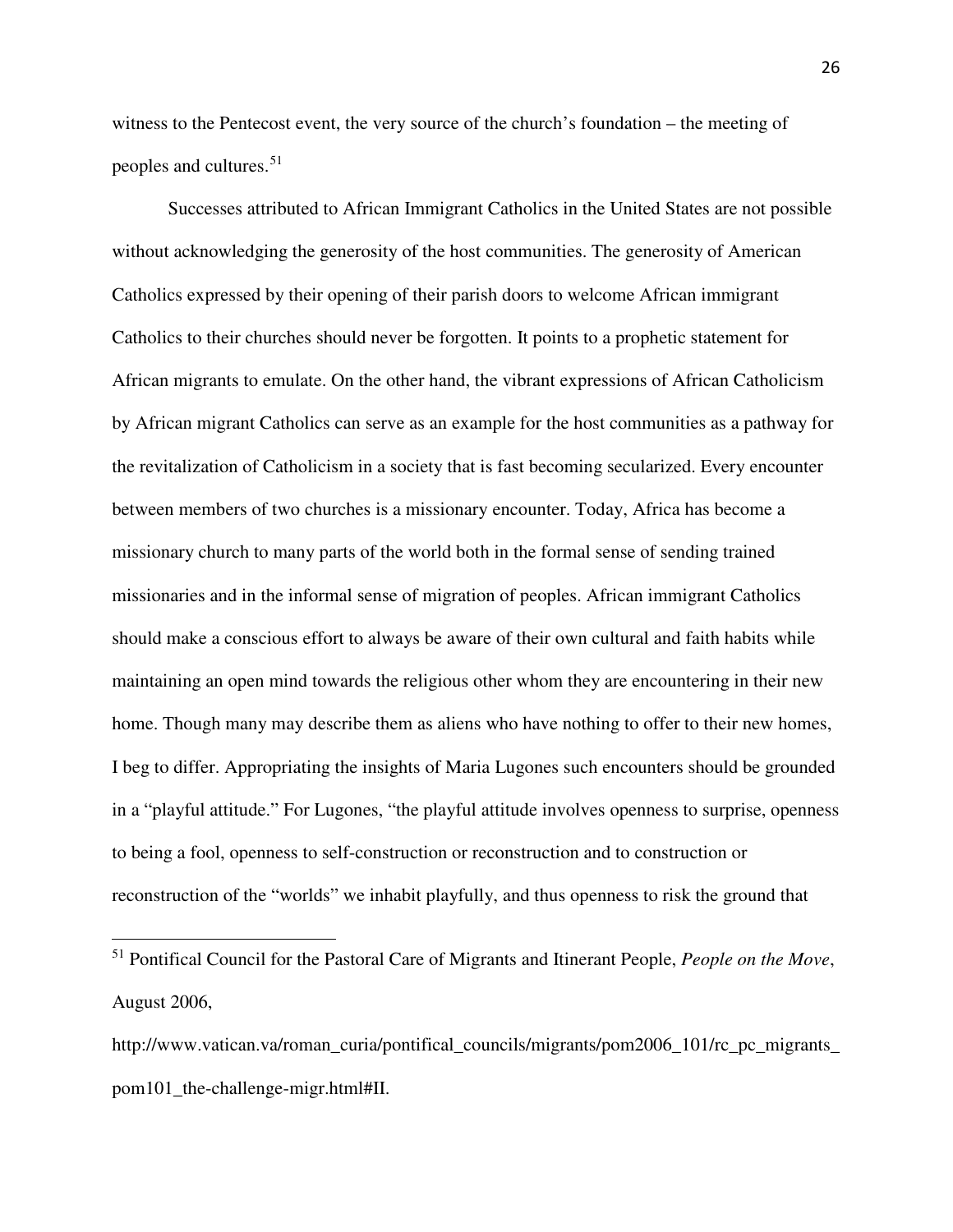witness to the Pentecost event, the very source of the church's foundation – the meeting of peoples and cultures.[51]

Successes attributed to African Immigrant Catholics in the United States are not possible without acknowledging the generosity of the host communities. The generosity of American Catholics expressed by their opening of their parish doors to welcome African immigrant Catholics to their churches should never be forgotten. It points to a prophetic statement for African migrants to emulate. On the other hand, the vibrant expressions of African Catholicism by African migrant Catholics can serve as an example for the host communities as a pathway for the revitalization of Catholicism in a society that is fast becoming secularized. Every encounter between members of two churches is a missionary encounter. Today, Africa has become a missionary church to many parts of the world both in the formal sense of sending trained missionaries and in the informal sense of migration of peoples. African immigrant Catholics should make a conscious effort to always be aware of their own cultural and faith habits while maintaining an open mind towards the religious other whom they are encountering in their new home. Though many may describe them as aliens who have nothing to offer to their new homes, I beg to differ. Appropriating the insights of Maria Lugones such encounters should be grounded in a "playful attitude." For Lugones, "the playful attitude involves openness to surprise, openness to being a fool, openness to self-construction or reconstruction and to construction or reconstruction of the "worlds" we inhabit playfully, and thus openness to risk the ground that

---

[51] Pontifical Council for the Pastoral Care of Migrants and Itinerant People, *People on the Move*, August 2006, http://www.vatican.va/roman_curia/pontifical_councils/migrants/pom2006_101/rc_pc_migrants_pom101_the-challenge-migr.html#II.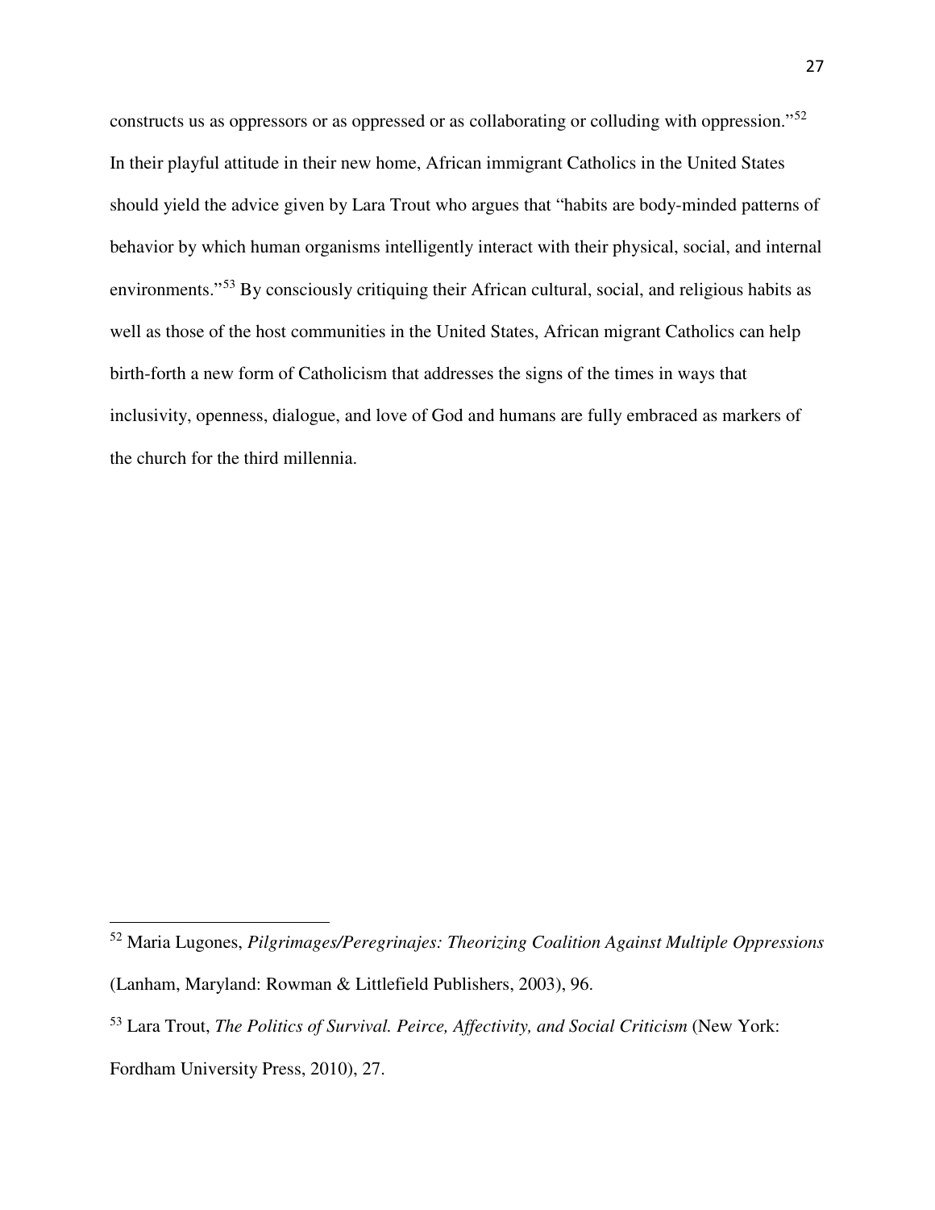constructs us as oppressors or as oppressed or as collaborating or colluding with oppression."[52] In their playful attitude in their new home, African immigrant Catholics in the United States should yield the advice given by Lara Trout who argues that "habits are body-minded patterns of behavior by which human organisms intelligently interact with their physical, social, and internal environments."[53] By consciously critiquing their African cultural, social, and religious habits as well as those of the host communities in the United States, African migrant Catholics can help birth-forth a new form of Catholicism that addresses the signs of the times in ways that inclusivity, openness, dialogue, and love of God and humans are fully embraced as markers of the church for the third millennia.

---

[52] Maria Lugones, *Pilgrimages/Peregrinajes: Theorizing Coalition Against Multiple Oppressions* (Lanham, Maryland: Rowman & Littlefield Publishers, 2003), 96.

[53] Lara Trout, *The Politics of Survival. Peirce, Affectivity, and Social Criticism* (New York: Fordham University Press, 2010), 27.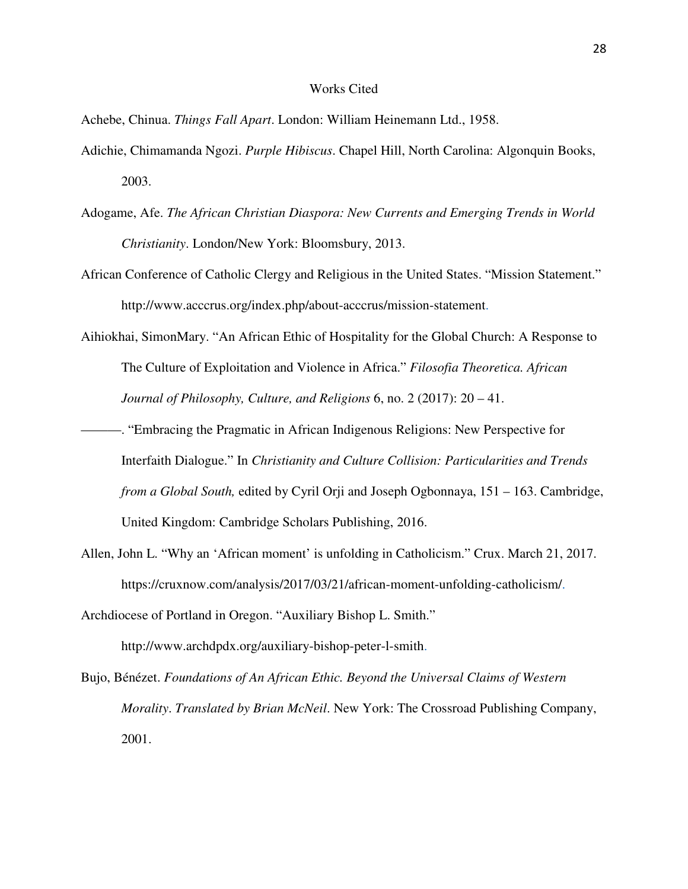# Works Cited

Achebe, Chinua. *Things Fall Apart*. London: William Heinemann Ltd., 1958.

Adichie, Chimamanda Ngozi. *Purple Hibiscus*. Chapel Hill, North Carolina: Algonquin Books, 2003.

Adogame, Afe. *The African Christian Diaspora: New Currents and Emerging Trends in World Christianity*. London/New York: Bloomsbury, 2013.

African Conference of Catholic Clergy and Religious in the United States. "Mission Statement." http://www.acccrus.org/index.php/about-acccrus/mission-statement.

Aihiokhai, SimonMary. "An African Ethic of Hospitality for the Global Church: A Response to The Culture of Exploitation and Violence in Africa." *Filosofia Theoretica. African Journal of Philosophy, Culture, and Religions* 6, no. 2 (2017): 20 – 41.

———. "Embracing the Pragmatic in African Indigenous Religions: New Perspective for Interfaith Dialogue." In *Christianity and Culture Collision: Particularities and Trends from a Global South,* edited by Cyril Orji and Joseph Ogbonnaya, 151 – 163. Cambridge, United Kingdom: Cambridge Scholars Publishing, 2016.

Allen, John L. "Why an 'African moment' is unfolding in Catholicism." Crux. March 21, 2017. https://cruxnow.com/analysis/2017/03/21/african-moment-unfolding-catholicism/.

Archdiocese of Portland in Oregon. "Auxiliary Bishop L. Smith." http://www.archdpdx.org/auxiliary-bishop-peter-l-smith.

Bujo, Bénézet. *Foundations of An African Ethic. Beyond the Universal Claims of Western Morality*. *Translated by Brian McNeil*. New York: The Crossroad Publishing Company, 2001.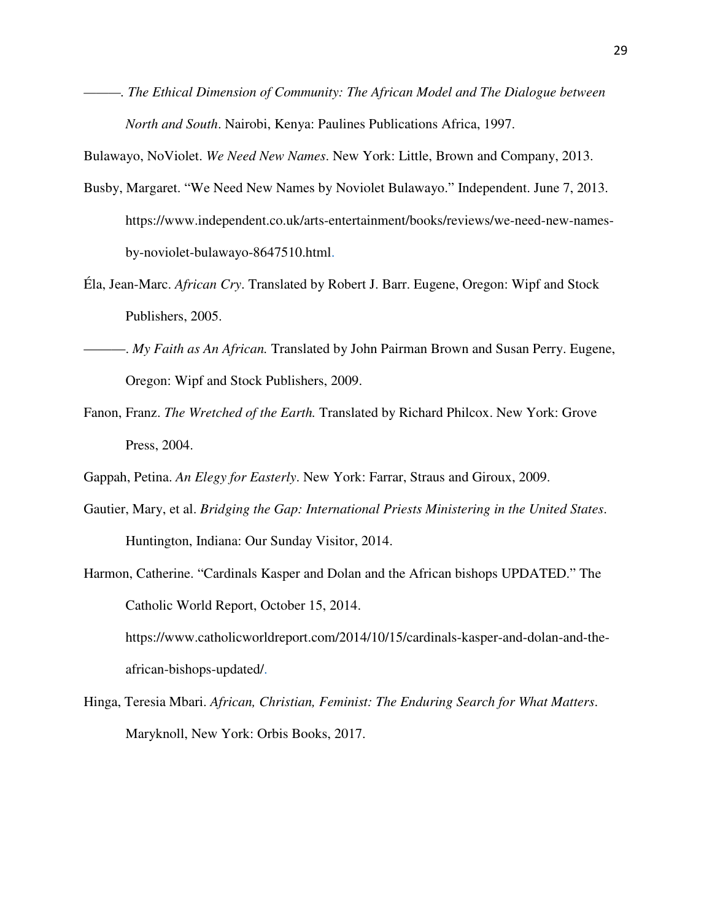———. *The Ethical Dimension of Community: The African Model and The Dialogue between North and South*. Nairobi, Kenya: Paulines Publications Africa, 1997.

Bulawayo, NoViolet. *We Need New Names*. New York: Little, Brown and Company, 2013.

Busby, Margaret. "We Need New Names by Noviolet Bulawayo." Independent. June 7, 2013. https://www.independent.co.uk/arts-entertainment/books/reviews/we-need-new-names-by-noviolet-bulawayo-8647510.html.

Éla, Jean-Marc. *African Cry*. Translated by Robert J. Barr. Eugene, Oregon: Wipf and Stock Publishers, 2005.

———. *My Faith as An African.* Translated by John Pairman Brown and Susan Perry. Eugene, Oregon: Wipf and Stock Publishers, 2009.

Fanon, Franz. *The Wretched of the Earth.* Translated by Richard Philcox. New York: Grove Press, 2004.

Gappah, Petina. *An Elegy for Easterly*. New York: Farrar, Straus and Giroux, 2009.

Gautier, Mary, et al. *Bridging the Gap: International Priests Ministering in the United States*. Huntington, Indiana: Our Sunday Visitor, 2014.

Harmon, Catherine. "Cardinals Kasper and Dolan and the African bishops UPDATED." The Catholic World Report, October 15, 2014. https://www.catholicworldreport.com/2014/10/15/cardinals-kasper-and-dolan-and-the-african-bishops-updated/.

Hinga, Teresia Mbari. *African, Christian, Feminist: The Enduring Search for What Matters*. Maryknoll, New York: Orbis Books, 2017.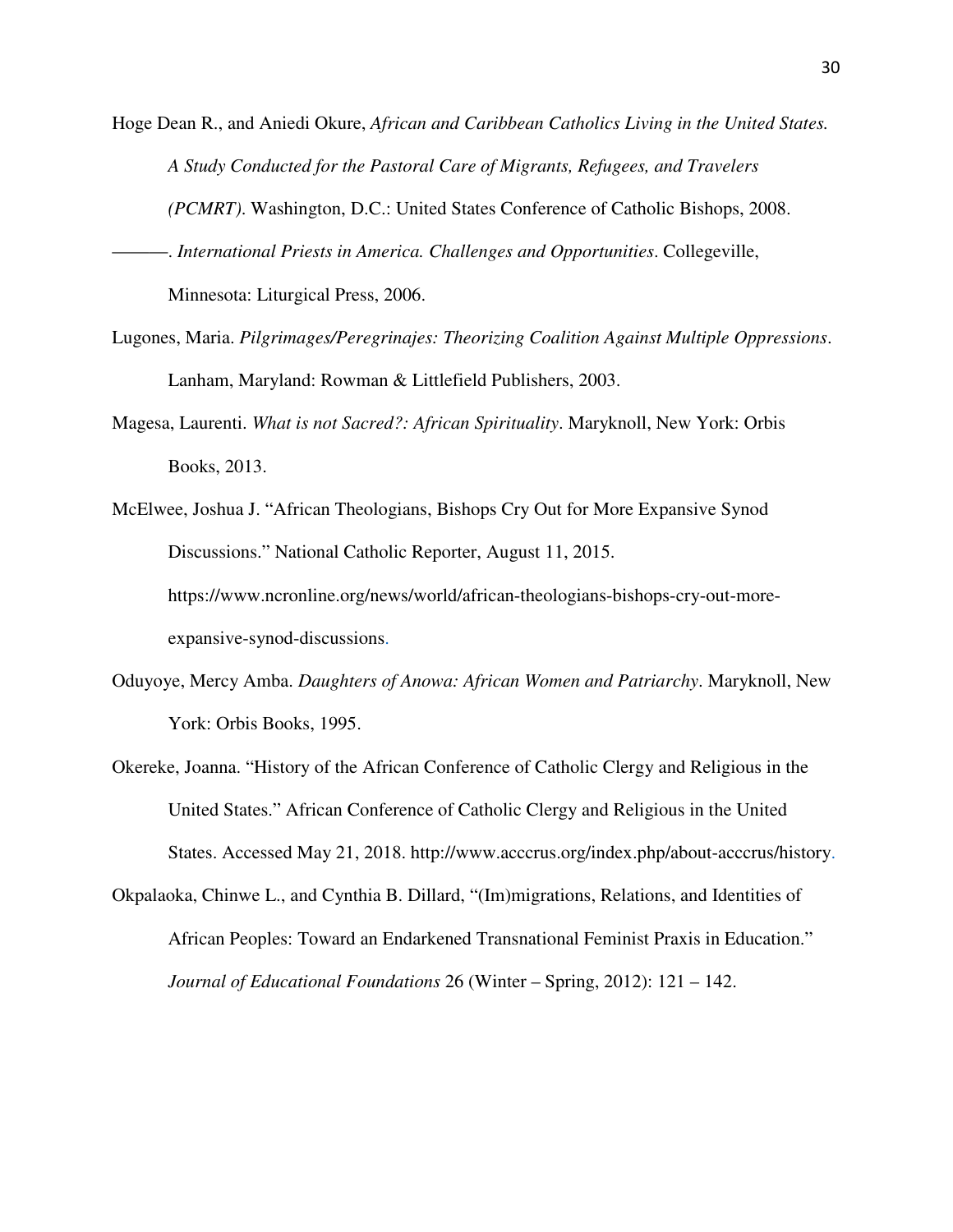Hoge Dean R., and Aniedi Okure, *African and Caribbean Catholics Living in the United States. A Study Conducted for the Pastoral Care of Migrants, Refugees, and Travelers (PCMRT)*. Washington, D.C.: United States Conference of Catholic Bishops, 2008.

———. *International Priests in America. Challenges and Opportunities*. Collegeville, Minnesota: Liturgical Press, 2006.

Lugones, Maria. *Pilgrimages/Peregrinajes: Theorizing Coalition Against Multiple Oppressions*. Lanham, Maryland: Rowman & Littlefield Publishers, 2003.

Magesa, Laurenti. *What is not Sacred?: African Spirituality*. Maryknoll, New York: Orbis Books, 2013.

McElwee, Joshua J. "African Theologians, Bishops Cry Out for More Expansive Synod Discussions." National Catholic Reporter, August 11, 2015. https://www.ncronline.org/news/world/african-theologians-bishops-cry-out-more-expansive-synod-discussions.

Oduyoye, Mercy Amba. *Daughters of Anowa: African Women and Patriarchy*. Maryknoll, New York: Orbis Books, 1995.

Okereke, Joanna. "History of the African Conference of Catholic Clergy and Religious in the United States." African Conference of Catholic Clergy and Religious in the United States. Accessed May 21, 2018. http://www.acccrus.org/index.php/about-acccrus/history.

Okpalaoka, Chinwe L., and Cynthia B. Dillard, "(Im)migrations, Relations, and Identities of African Peoples: Toward an Endarkened Transnational Feminist Praxis in Education." *Journal of Educational Foundations* 26 (Winter – Spring, 2012): 121 – 142.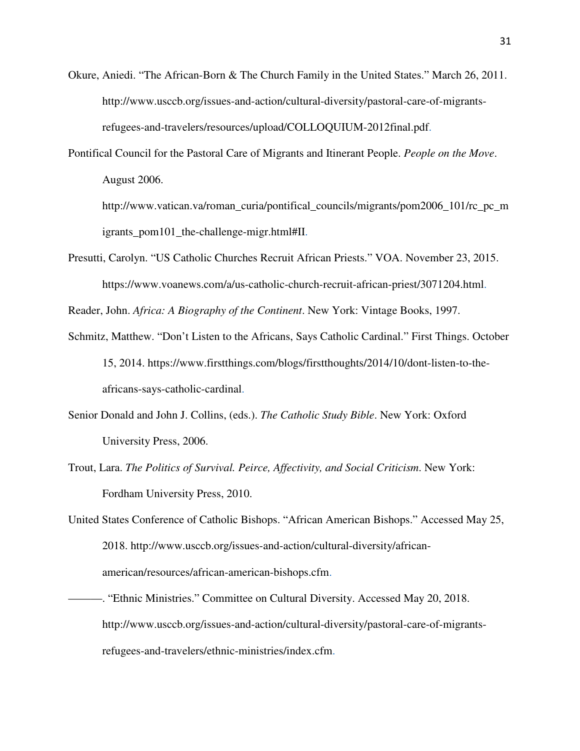Okure, Aniedi. “The African-Born & The Church Family in the United States.” March 26, 2011. http://www.usccb.org/issues-and-action/cultural-diversity/pastoral-care-of-migrants-refugees-and-travelers/resources/upload/COLLOQUIUM-2012final.pdf.

Pontifical Council for the Pastoral Care of Migrants and Itinerant People. *People on the Move*. August 2006. http://www.vatican.va/roman_curia/pontifical_councils/migrants/pom2006_101/rc_pc_migrants_pom101_the-challenge-migr.html#II.

Presutti, Carolyn. “US Catholic Churches Recruit African Priests.” VOA. November 23, 2015. https://www.voanews.com/a/us-catholic-church-recruit-african-priest/3071204.html.

Reader, John. *Africa: A Biography of the Continent*. New York: Vintage Books, 1997.

Schmitz, Matthew. “Don’t Listen to the Africans, Says Catholic Cardinal.” First Things. October 15, 2014. https://www.firstthings.com/blogs/firstthoughts/2014/10/dont-listen-to-the-africans-says-catholic-cardinal.

Senior Donald and John J. Collins, (eds.). *The Catholic Study Bible*. New York: Oxford University Press, 2006.

Trout, Lara. *The Politics of Survival. Peirce, Affectivity, and Social Criticism*. New York: Fordham University Press, 2010.

United States Conference of Catholic Bishops. “African American Bishops.” Accessed May 25, 2018. http://www.usccb.org/issues-and-action/cultural-diversity/african-american/resources/african-american-bishops.cfm.

———. “Ethnic Ministries.” Committee on Cultural Diversity. Accessed May 20, 2018. http://www.usccb.org/issues-and-action/cultural-diversity/pastoral-care-of-migrants-refugees-and-travelers/ethnic-ministries/index.cfm.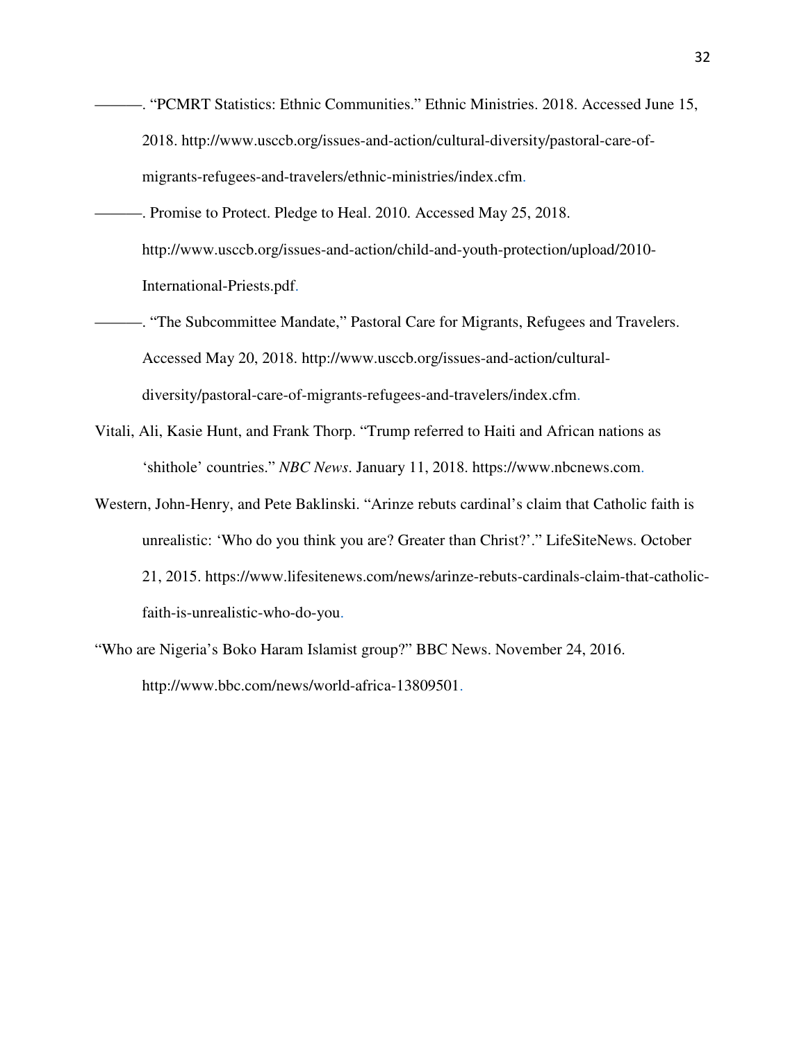———. "PCMRT Statistics: Ethnic Communities." Ethnic Ministries. 2018. Accessed June 15, 2018. http://www.usccb.org/issues-and-action/cultural-diversity/pastoral-care-of-migrants-refugees-and-travelers/ethnic-ministries/index.cfm.

———. Promise to Protect. Pledge to Heal. 2010. Accessed May 25, 2018. http://www.usccb.org/issues-and-action/child-and-youth-protection/upload/2010-International-Priests.pdf.

———. "The Subcommittee Mandate," Pastoral Care for Migrants, Refugees and Travelers. Accessed May 20, 2018. http://www.usccb.org/issues-and-action/cultural-diversity/pastoral-care-of-migrants-refugees-and-travelers/index.cfm.

Vitali, Ali, Kasie Hunt, and Frank Thorp. "Trump referred to Haiti and African nations as 'shithole' countries." *NBC News*. January 11, 2018. https://www.nbcnews.com.

Western, John-Henry, and Pete Baklinski. "Arinze rebuts cardinal's claim that Catholic faith is unrealistic: 'Who do you think you are? Greater than Christ?'." LifeSiteNews. October 21, 2015. https://www.lifesitenews.com/news/arinze-rebuts-cardinals-claim-that-catholic-faith-is-unrealistic-who-do-you.

"Who are Nigeria's Boko Haram Islamist group?" BBC News. November 24, 2016. http://www.bbc.com/news/world-africa-13809501.